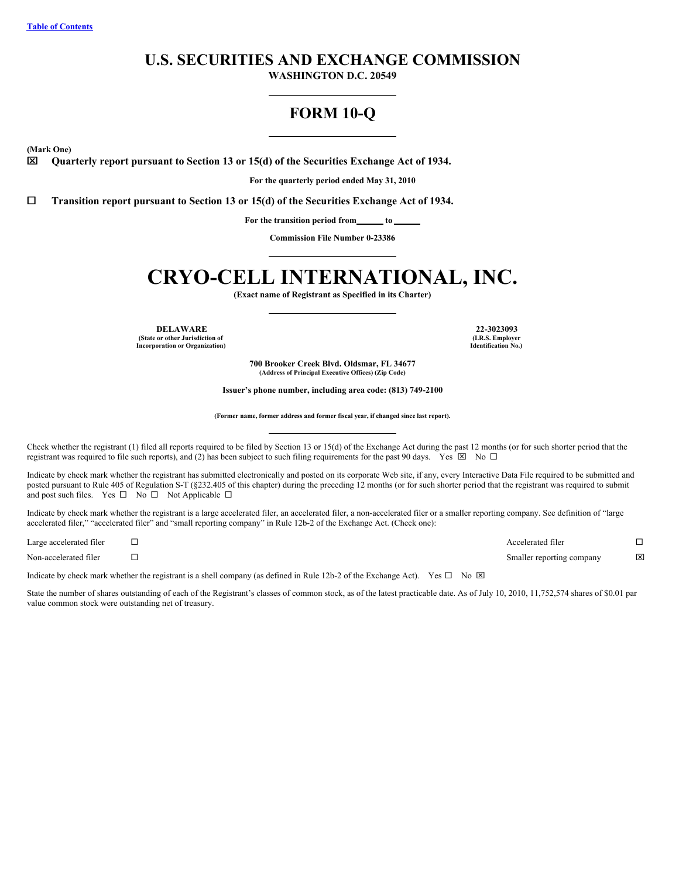[Table of Contents](#)

# U.S. SECURITIES AND EXCHANGE COMMISSION

**WASHINGTON D.C. 20549**

# FORM 10-Q

**(Mark One)**

☒ **Quarterly report pursuant to Section 13 or 15(d) of the Securities Exchange Act of 1934.**

**For the quarterly period ended May 31, 2010**

☐ **Transition report pursuant to Section 13 or 15(d) of the Securities Exchange Act of 1934.**

**For the transition period from______ to ______**

**Commission File Number 0-23386**

# CRYO-CELL INTERNATIONAL, INC.

**(Exact name of Registrant as Specified in its Charter)**

| DELAWARE | 22-3023093 |
|---|---|
| (State or other Jurisdiction of Incorporation or Organization) | (I.R.S. Employer Identification No.) |

**700 Brooker Creek Blvd. Oldsmar, FL 34677**
**(Address of Principal Executive Offices) (Zip Code)**

**Issuer's phone number, including area code: (813) 749-2100**

**(Former name, former address and former fiscal year, if changed since last report).**

Check whether the registrant (1) filed all reports required to be filed by Section 13 or 15(d) of the Exchange Act during the past 12 months (or for such shorter period that the registrant was required to file such reports), and (2) has been subject to such filing requirements for the past 90 days. Yes ☒ No ☐

Indicate by check mark whether the registrant has submitted electronically and posted on its corporate Web site, if any, every Interactive Data File required to be submitted and posted pursuant to Rule 405 of Regulation S-T (§232.405 of this chapter) during the preceding 12 months (or for such shorter period that the registrant was required to submit and post such files. Yes ☐ No ☐ Not Applicable ☐

Indicate by check mark whether the registrant is a large accelerated filer, an accelerated filer, a non-accelerated filer or a smaller reporting company. See definition of "large accelerated filer," "accelerated filer" and "small reporting company" in Rule 12b-2 of the Exchange Act. (Check one):

| | | | |
|---|---|---|---|
| Large accelerated filer | ☐ | Accelerated filer | ☐ |
| Non-accelerated filer | ☐ | Smaller reporting company | ☒ |

Indicate by check mark whether the registrant is a shell company (as defined in Rule 12b-2 of the Exchange Act). Yes ☐ No ☒

State the number of shares outstanding of each of the Registrant's classes of common stock, as of the latest practicable date. As of July 10, 2010, 11,752,574 shares of $0.01 par value common stock were outstanding net of treasury.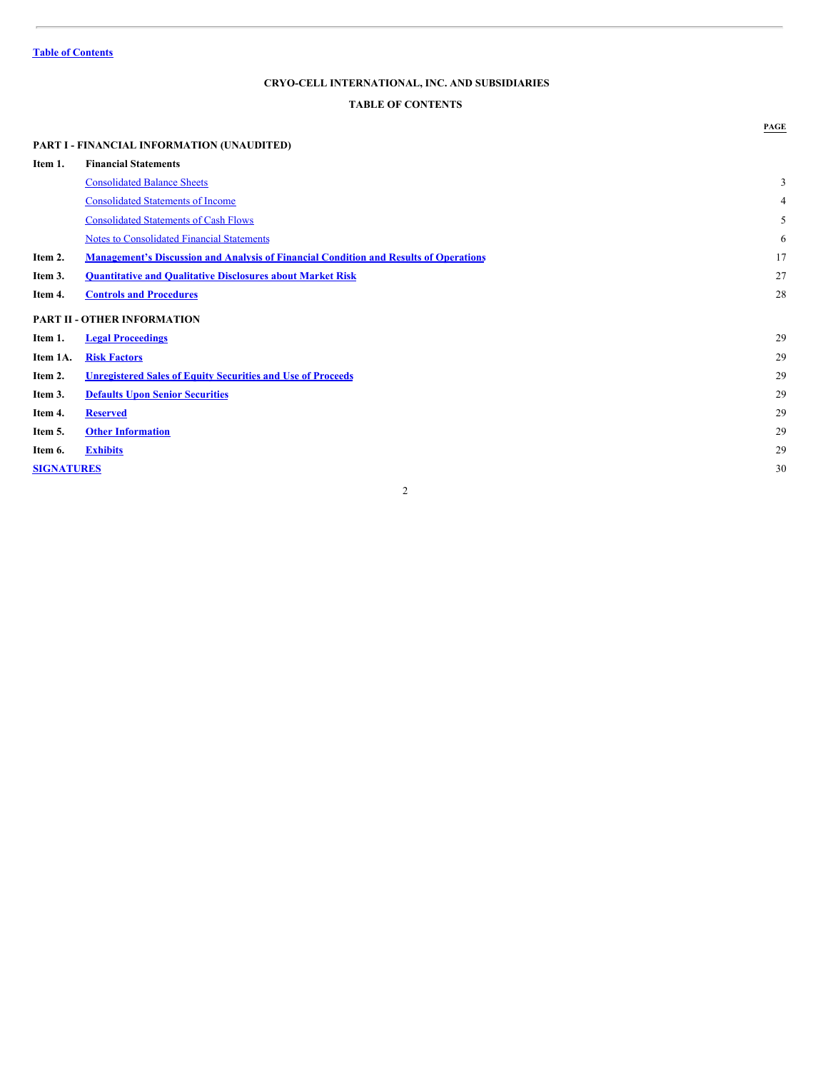Table of Contents

# CRYO-CELL INTERNATIONAL, INC. AND SUBSIDIARIES

## TABLE OF CONTENTS

| | | PAGE |
|---|---|---|
| **PART I - FINANCIAL INFORMATION (UNAUDITED)** | | |
| **Item 1.** | **Financial Statements** | |
| | Consolidated Balance Sheets | 3 |
| | Consolidated Statements of Income | 4 |
| | Consolidated Statements of Cash Flows | 5 |
| | Notes to Consolidated Financial Statements | 6 |
| **Item 2.** | **Management's Discussion and Analysis of Financial Condition and Results of Operations** | 17 |
| **Item 3.** | **Quantitative and Qualitative Disclosures about Market Risk** | 27 |
| **Item 4.** | **Controls and Procedures** | 28 |
| **PART II - OTHER INFORMATION** | | |
| **Item 1.** | **Legal Proceedings** | 29 |
| **Item 1A.** | **Risk Factors** | 29 |
| **Item 2.** | **Unregistered Sales of Equity Securities and Use of Proceeds** | 29 |
| **Item 3.** | **Defaults Upon Senior Securities** | 29 |
| **Item 4.** | **Reserved** | 29 |
| **Item 5.** | **Other Information** | 29 |
| **Item 6.** | **Exhibits** | 29 |
| **SIGNATURES** | | 30 |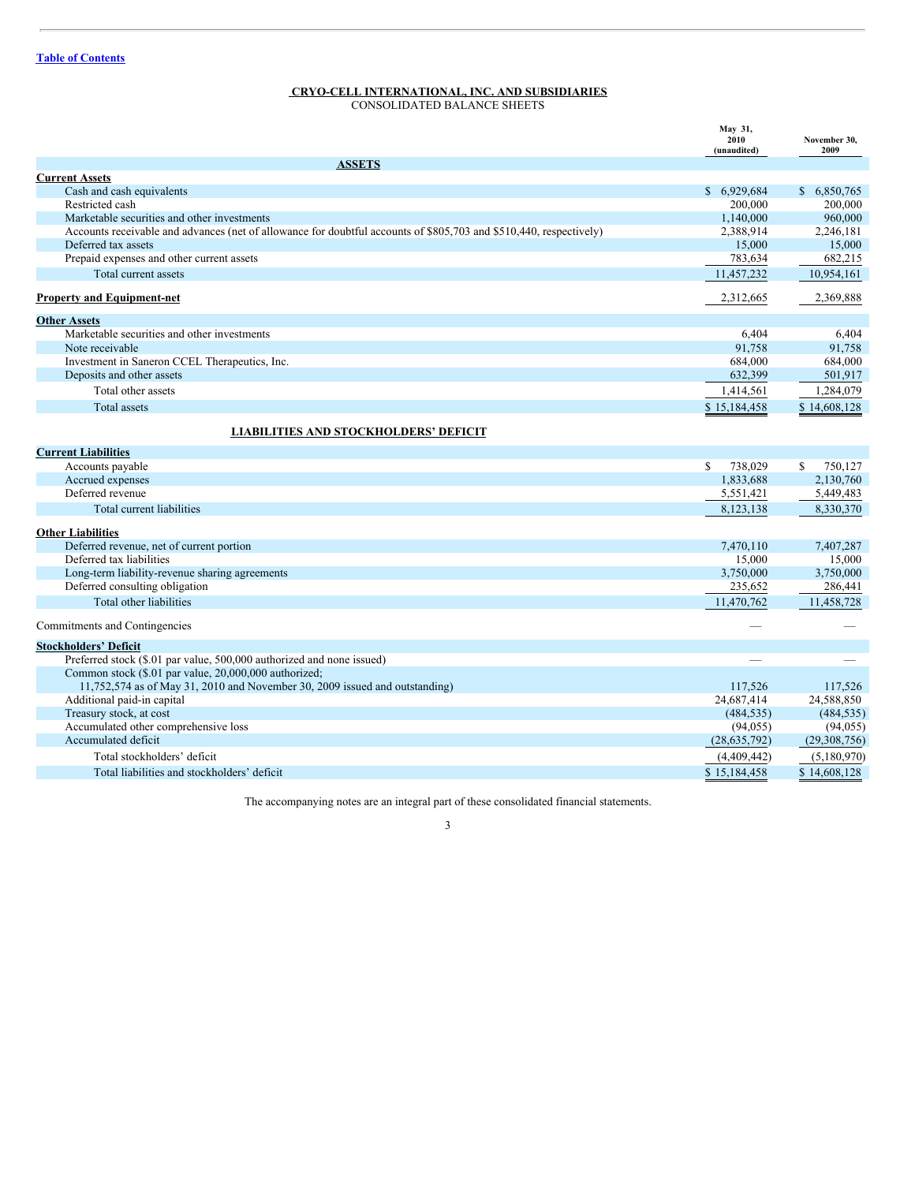# CRYO-CELL INTERNATIONAL, INC. AND SUBSIDIARIES

CONSOLIDATED BALANCE SHEETS

| | May 31, 2010 (unaudited) | November 30, 2009 |
|---|---|---|
| **ASSETS** | | |
| **Current Assets** | | |
| Cash and cash equivalents | $ 6,929,684 | $ 6,850,765 |
| Restricted cash | 200,000 | 200,000 |
| Marketable securities and other investments | 1,140,000 | 960,000 |
| Accounts receivable and advances (net of allowance for doubtful accounts of $805,703 and $510,440, respectively) | 2,388,914 | 2,246,181 |
| Deferred tax assets | 15,000 | 15,000 |
| Prepaid expenses and other current assets | 783,634 | 682,215 |
| Total current assets | 11,457,232 | 10,954,161 |
| **Property and Equipment-net** | 2,312,665 | 2,369,888 |
| **Other Assets** | | |
| Marketable securities and other investments | 6,404 | 6,404 |
| Note receivable | 91,758 | 91,758 |
| Investment in Saneron CCEL Therapeutics, Inc. | 684,000 | 684,000 |
| Deposits and other assets | 632,399 | 501,917 |
| Total other assets | 1,414,561 | 1,284,079 |
| Total assets | $ 15,184,458 | $ 14,608,128 |
| **LIABILITIES AND STOCKHOLDERS' DEFICIT** | | |
| **Current Liabilities** | | |
| Accounts payable | $ 738,029 | $ 750,127 |
| Accrued expenses | 1,833,688 | 2,130,760 |
| Deferred revenue | 5,551,421 | 5,449,483 |
| Total current liabilities | 8,123,138 | 8,330,370 |
| **Other Liabilities** | | |
| Deferred revenue, net of current portion | 7,470,110 | 7,407,287 |
| Deferred tax liabilities | 15,000 | 15,000 |
| Long-term liability-revenue sharing agreements | 3,750,000 | 3,750,000 |
| Deferred consulting obligation | 235,652 | 286,441 |
| Total other liabilities | 11,470,762 | 11,458,728 |
| Commitments and Contingencies | — | — |
| **Stockholders' Deficit** | | |
| Preferred stock ($.01 par value, 500,000 authorized and none issued) | — | — |
| Common stock ($.01 par value, 20,000,000 authorized; 11,752,574 as of May 31, 2010 and November 30, 2009 issued and outstanding) | 117,526 | 117,526 |
| Additional paid-in capital | 24,687,414 | 24,588,850 |
| Treasury stock, at cost | (484,535) | (484,535) |
| Accumulated other comprehensive loss | (94,055) | (94,055) |
| Accumulated deficit | (28,635,792) | (29,308,756) |
| Total stockholders' deficit | (4,409,442) | (5,180,970) |
| Total liabilities and stockholders' deficit | $ 15,184,458 | $ 14,608,128 |

The accompanying notes are an integral part of these consolidated financial statements.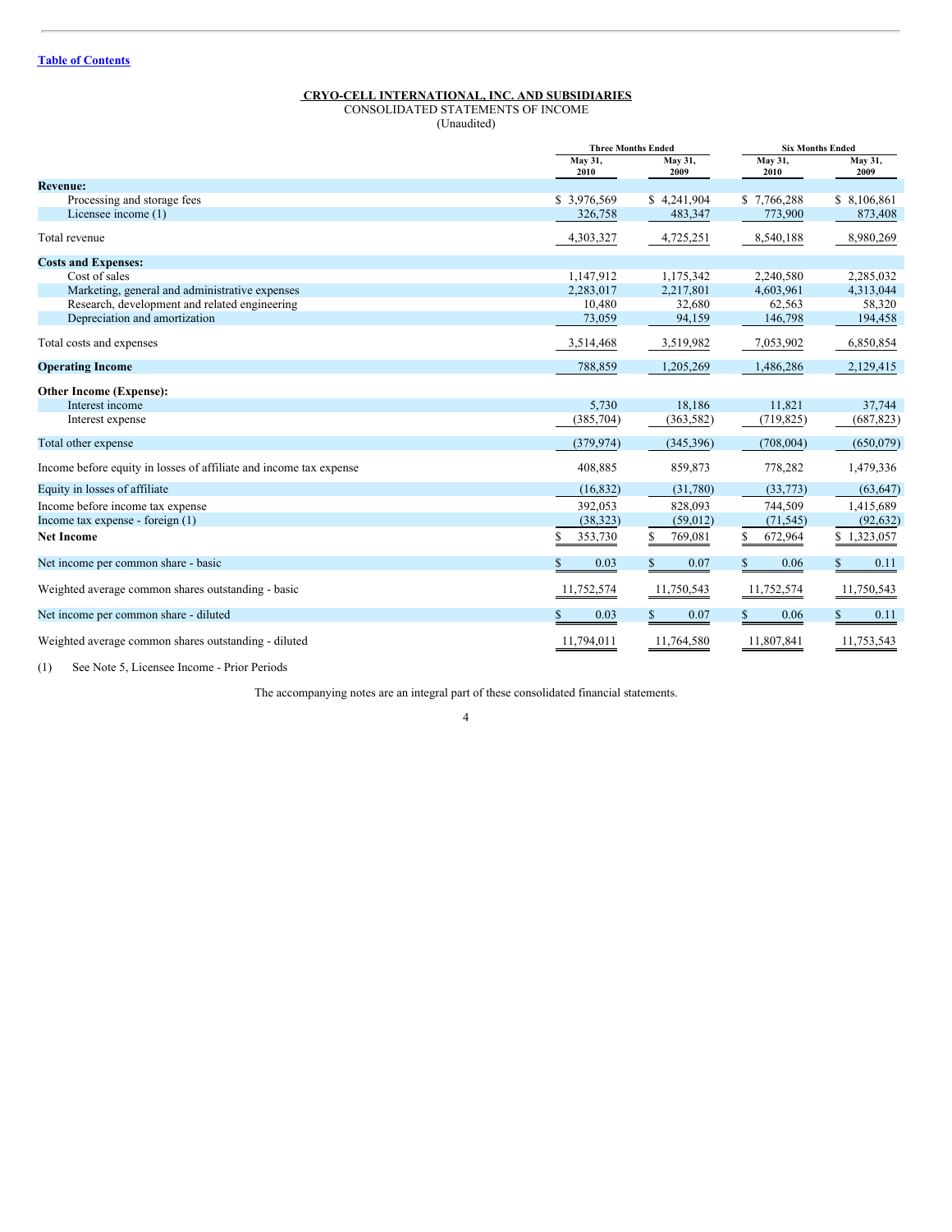[Table of Contents](#)

**CRYO-CELL INTERNATIONAL, INC. AND SUBSIDIARIES**
CONSOLIDATED STATEMENTS OF INCOME
(Unaudited)

| | Three Months Ended | | Six Months Ended | |
|---|---|---|---|---|
| | May 31, 2010 | May 31, 2009 | May 31, 2010 | May 31, 2009 |
| **Revenue:** | | | | |
| Processing and storage fees | $ 3,976,569 | $ 4,241,904 | $ 7,766,288 | $ 8,106,861 |
| Licensee income (1) | 326,758 | 483,347 | 773,900 | 873,408 |
| Total revenue | 4,303,327 | 4,725,251 | 8,540,188 | 8,980,269 |
| **Costs and Expenses:** | | | | |
| Cost of sales | 1,147,912 | 1,175,342 | 2,240,580 | 2,285,032 |
| Marketing, general and administrative expenses | 2,283,017 | 2,217,801 | 4,603,961 | 4,313,044 |
| Research, development and related engineering | 10,480 | 32,680 | 62,563 | 58,320 |
| Depreciation and amortization | 73,059 | 94,159 | 146,798 | 194,458 |
| Total costs and expenses | 3,514,468 | 3,519,982 | 7,053,902 | 6,850,854 |
| **Operating Income** | 788,859 | 1,205,269 | 1,486,286 | 2,129,415 |
| **Other Income (Expense):** | | | | |
| Interest income | 5,730 | 18,186 | 11,821 | 37,744 |
| Interest expense | (385,704) | (363,582) | (719,825) | (687,823) |
| Total other expense | (379,974) | (345,396) | (708,004) | (650,079) |
| Income before equity in losses of affiliate and income tax expense | 408,885 | 859,873 | 778,282 | 1,479,336 |
| Equity in losses of affiliate | (16,832) | (31,780) | (33,773) | (63,647) |
| Income before income tax expense | 392,053 | 828,093 | 744,509 | 1,415,689 |
| Income tax expense - foreign (1) | (38,323) | (59,012) | (71,545) | (92,632) |
| **Net Income** | $ 353,730 | $ 769,081 | $ 672,964 | $ 1,323,057 |
| Net income per common share - basic | $ 0.03 | $ 0.07 | $ 0.06 | $ 0.11 |
| Weighted average common shares outstanding - basic | 11,752,574 | 11,750,543 | 11,752,574 | 11,750,543 |
| Net income per common share - diluted | $ 0.03 | $ 0.07 | $ 0.06 | $ 0.11 |
| Weighted average common shares outstanding - diluted | 11,794,011 | 11,764,580 | 11,807,841 | 11,753,543 |

(1) See Note 5, Licensee Income - Prior Periods

The accompanying notes are an integral part of these consolidated financial statements.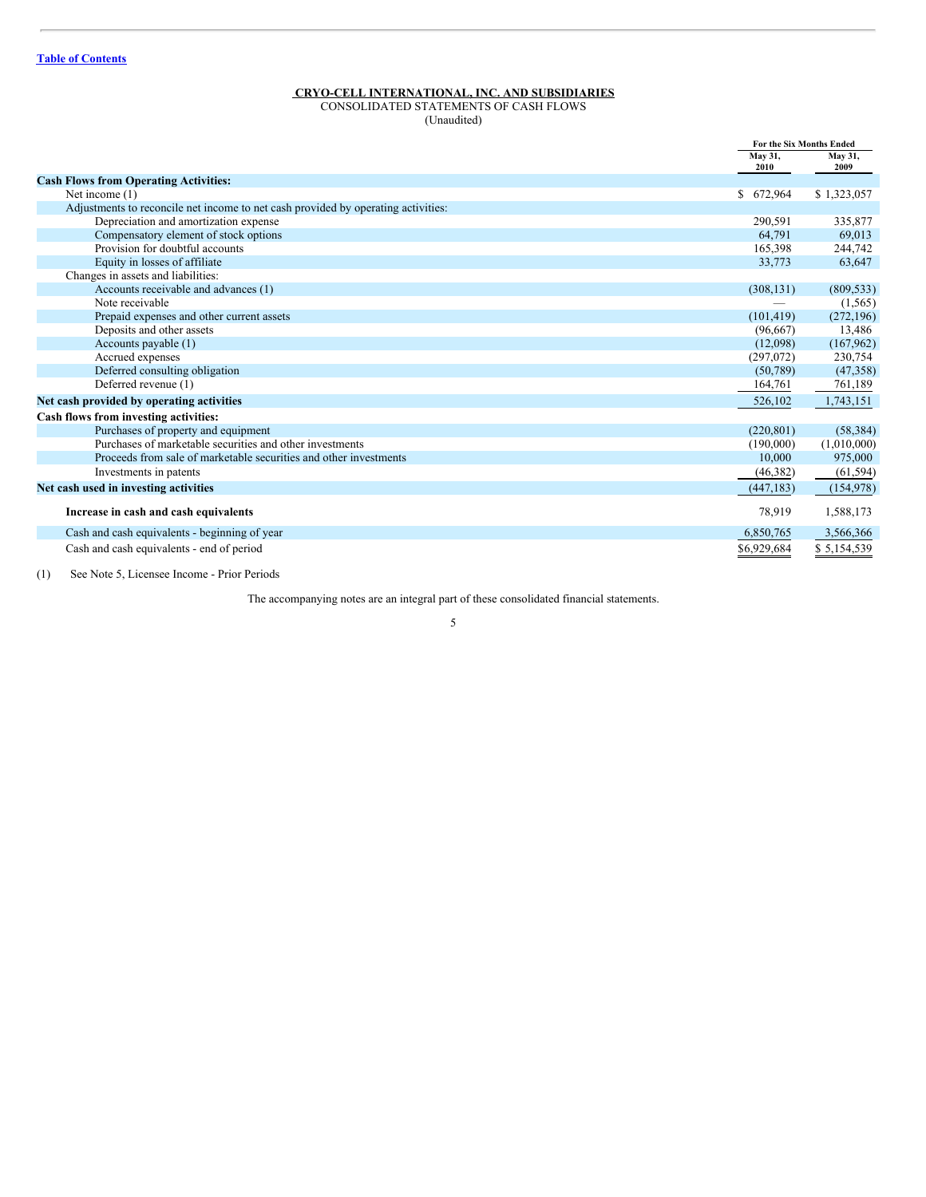Table of Contents

**CRYO-CELL INTERNATIONAL, INC. AND SUBSIDIARIES**
CONSOLIDATED STATEMENTS OF CASH FLOWS
(Unaudited)

| | For the Six Months Ended | |
|---|---|---|
| | May 31, 2010 | May 31, 2009 |
| **Cash Flows from Operating Activities:** | | |
| Net income (1) | $ 672,964 | $ 1,323,057 |
| Adjustments to reconcile net income to net cash provided by operating activities: | | |
| Depreciation and amortization expense | 290,591 | 335,877 |
| Compensatory element of stock options | 64,791 | 69,013 |
| Provision for doubtful accounts | 165,398 | 244,742 |
| Equity in losses of affiliate | 33,773 | 63,647 |
| Changes in assets and liabilities: | | |
| Accounts receivable and advances (1) | (308,131) | (809,533) |
| Note receivable | — | (1,565) |
| Prepaid expenses and other current assets | (101,419) | (272,196) |
| Deposits and other assets | (96,667) | 13,486 |
| Accounts payable (1) | (12,098) | (167,962) |
| Accrued expenses | (297,072) | 230,754 |
| Deferred consulting obligation | (50,789) | (47,358) |
| Deferred revenue (1) | 164,761 | 761,189 |
| **Net cash provided by operating activities** | 526,102 | 1,743,151 |
| **Cash flows from investing activities:** | | |
| Purchases of property and equipment | (220,801) | (58,384) |
| Purchases of marketable securities and other investments | (190,000) | (1,010,000) |
| Proceeds from sale of marketable securities and other investments | 10,000 | 975,000 |
| Investments in patents | (46,382) | (61,594) |
| **Net cash used in investing activities** | (447,183) | (154,978) |
| **Increase in cash and cash equivalents** | 78,919 | 1,588,173 |
| Cash and cash equivalents - beginning of year | 6,850,765 | 3,566,366 |
| Cash and cash equivalents - end of period | $6,929,684 | $ 5,154,539 |

(1) See Note 5, Licensee Income - Prior Periods

The accompanying notes are an integral part of these consolidated financial statements.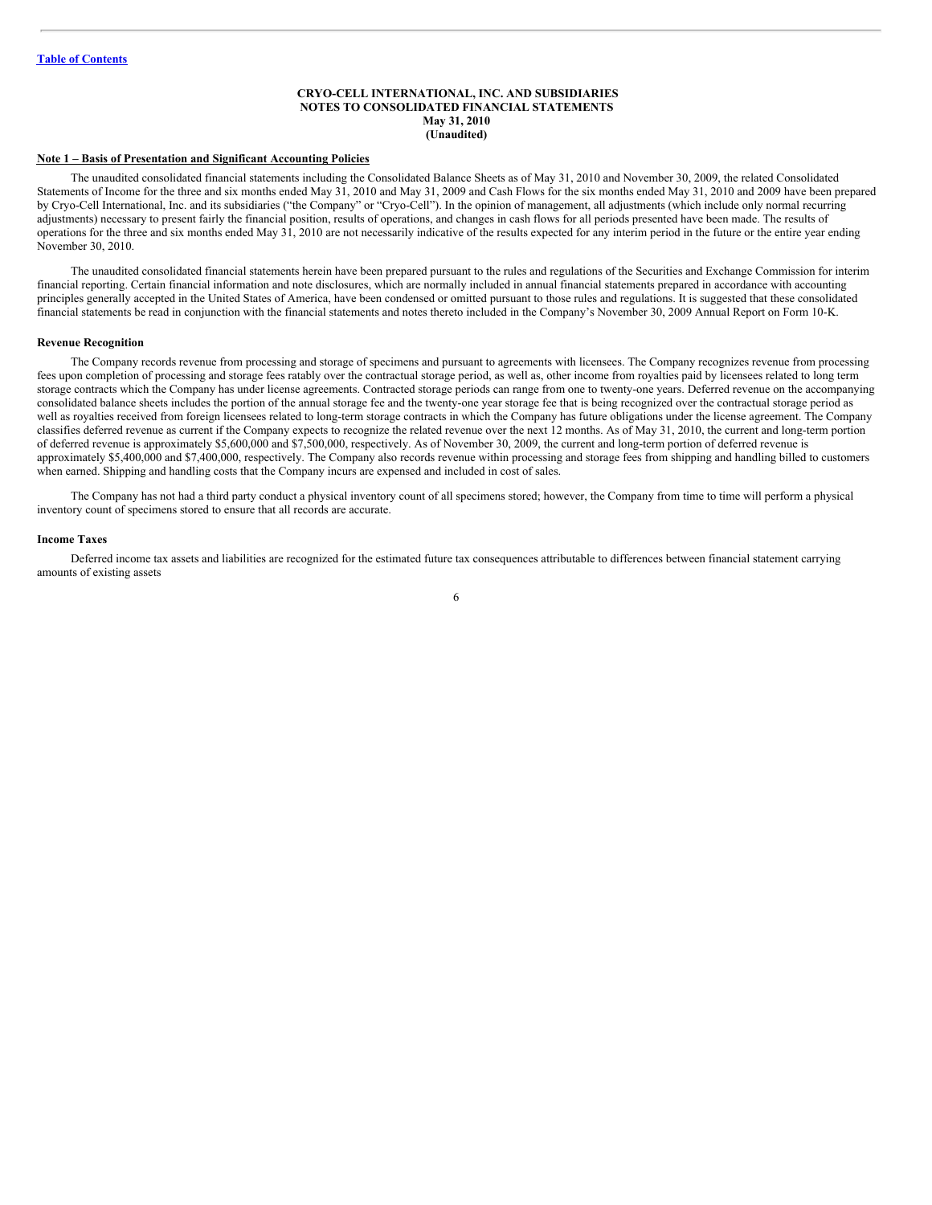[Table of Contents](#)

**CRYO-CELL INTERNATIONAL, INC. AND SUBSIDIARIES**
**NOTES TO CONSOLIDATED FINANCIAL STATEMENTS**
**May 31, 2010**
**(Unaudited)**

## Note 1 – Basis of Presentation and Significant Accounting Policies

The unaudited consolidated financial statements including the Consolidated Balance Sheets as of May 31, 2010 and November 30, 2009, the related Consolidated Statements of Income for the three and six months ended May 31, 2010 and May 31, 2009 and Cash Flows for the six months ended May 31, 2010 and 2009 have been prepared by Cryo-Cell International, Inc. and its subsidiaries ("the Company" or "Cryo-Cell"). In the opinion of management, all adjustments (which include only normal recurring adjustments) necessary to present fairly the financial position, results of operations, and changes in cash flows for all periods presented have been made. The results of operations for the three and six months ended May 31, 2010 are not necessarily indicative of the results expected for any interim period in the future or the entire year ending November 30, 2010.

The unaudited consolidated financial statements herein have been prepared pursuant to the rules and regulations of the Securities and Exchange Commission for interim financial reporting. Certain financial information and note disclosures, which are normally included in annual financial statements prepared in accordance with accounting principles generally accepted in the United States of America, have been condensed or omitted pursuant to those rules and regulations. It is suggested that these consolidated financial statements be read in conjunction with the financial statements and notes thereto included in the Company's November 30, 2009 Annual Report on Form 10-K.

### Revenue Recognition

The Company records revenue from processing and storage of specimens and pursuant to agreements with licensees. The Company recognizes revenue from processing fees upon completion of processing and storage fees ratably over the contractual storage period, as well as, other income from royalties paid by licensees related to long term storage contracts which the Company has under license agreements. Contracted storage periods can range from one to twenty-one years. Deferred revenue on the accompanying consolidated balance sheets includes the portion of the annual storage fee and the twenty-one year storage fee that is being recognized over the contractual storage period as well as royalties received from foreign licensees related to long-term storage contracts in which the Company has future obligations under the license agreement. The Company classifies deferred revenue as current if the Company expects to recognize the related revenue over the next 12 months. As of May 31, 2010, the current and long-term portion of deferred revenue is approximately $5,600,000 and $7,500,000, respectively. As of November 30, 2009, the current and long-term portion of deferred revenue is approximately $5,400,000 and $7,400,000, respectively. The Company also records revenue within processing and storage fees from shipping and handling billed to customers when earned. Shipping and handling costs that the Company incurs are expensed and included in cost of sales.

The Company has not had a third party conduct a physical inventory count of all specimens stored; however, the Company from time to time will perform a physical inventory count of specimens stored to ensure that all records are accurate.

### Income Taxes

Deferred income tax assets and liabilities are recognized for the estimated future tax consequences attributable to differences between financial statement carrying amounts of existing assets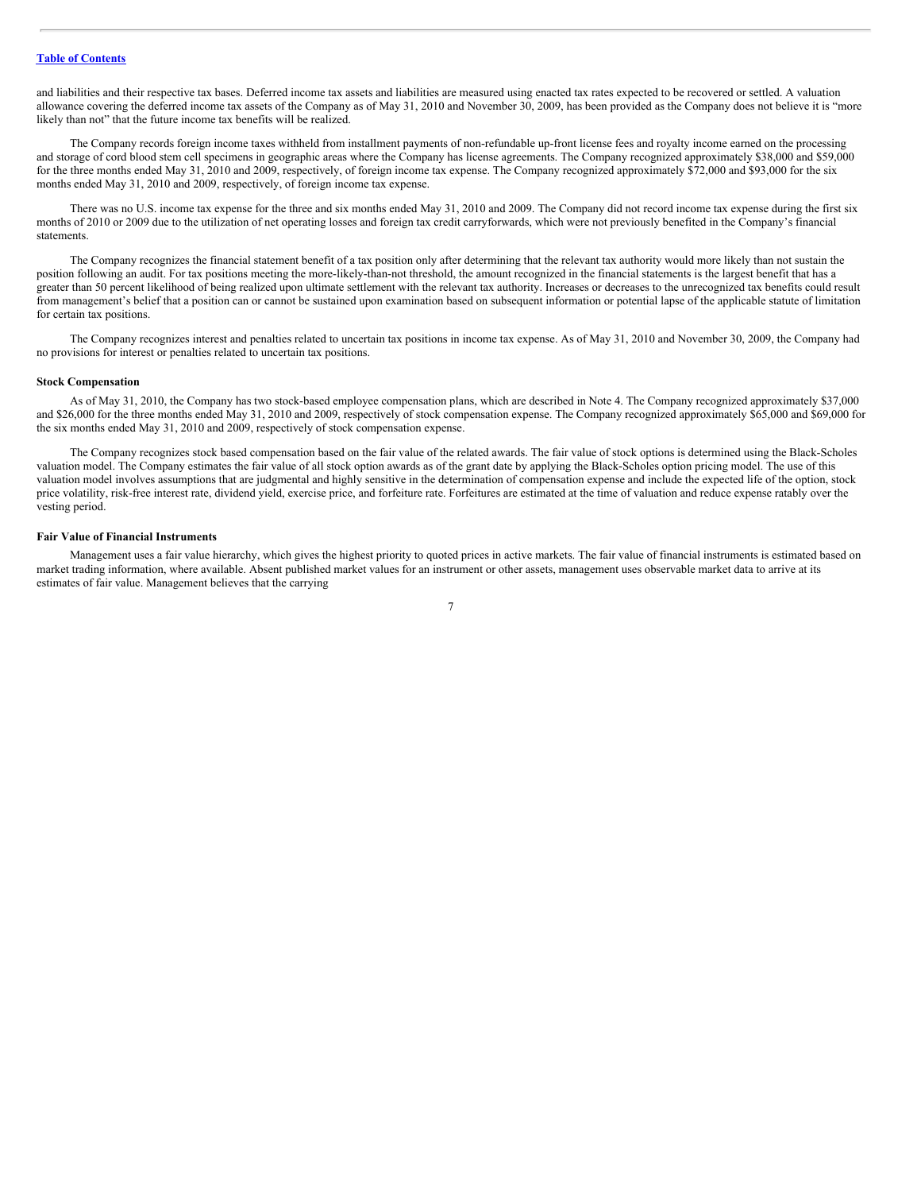and liabilities and their respective tax bases. Deferred income tax assets and liabilities are measured using enacted tax rates expected to be recovered or settled. A valuation allowance covering the deferred income tax assets of the Company as of May 31, 2010 and November 30, 2009, has been provided as the Company does not believe it is "more likely than not" that the future income tax benefits will be realized.

The Company records foreign income taxes withheld from installment payments of non-refundable up-front license fees and royalty income earned on the processing and storage of cord blood stem cell specimens in geographic areas where the Company has license agreements. The Company recognized approximately $38,000 and $59,000 for the three months ended May 31, 2010 and 2009, respectively, of foreign income tax expense. The Company recognized approximately $72,000 and $93,000 for the six months ended May 31, 2010 and 2009, respectively, of foreign income tax expense.

There was no U.S. income tax expense for the three and six months ended May 31, 2010 and 2009. The Company did not record income tax expense during the first six months of 2010 or 2009 due to the utilization of net operating losses and foreign tax credit carryforwards, which were not previously benefited in the Company's financial statements.

The Company recognizes the financial statement benefit of a tax position only after determining that the relevant tax authority would more likely than not sustain the position following an audit. For tax positions meeting the more-likely-than-not threshold, the amount recognized in the financial statements is the largest benefit that has a greater than 50 percent likelihood of being realized upon ultimate settlement with the relevant tax authority. Increases or decreases to the unrecognized tax benefits could result from management's belief that a position can or cannot be sustained upon examination based on subsequent information or potential lapse of the applicable statute of limitation for certain tax positions.

The Company recognizes interest and penalties related to uncertain tax positions in income tax expense. As of May 31, 2010 and November 30, 2009, the Company had no provisions for interest or penalties related to uncertain tax positions.

**Stock Compensation**

As of May 31, 2010, the Company has two stock-based employee compensation plans, which are described in Note 4. The Company recognized approximately $37,000 and $26,000 for the three months ended May 31, 2010 and 2009, respectively of stock compensation expense. The Company recognized approximately $65,000 and $69,000 for the six months ended May 31, 2010 and 2009, respectively of stock compensation expense.

The Company recognizes stock based compensation based on the fair value of the related awards. The fair value of stock options is determined using the Black-Scholes valuation model. The Company estimates the fair value of all stock option awards as of the grant date by applying the Black-Scholes option pricing model. The use of this valuation model involves assumptions that are judgmental and highly sensitive in the determination of compensation expense and include the expected life of the option, stock price volatility, risk-free interest rate, dividend yield, exercise price, and forfeiture rate. Forfeitures are estimated at the time of valuation and reduce expense ratably over the vesting period.

**Fair Value of Financial Instruments**

Management uses a fair value hierarchy, which gives the highest priority to quoted prices in active markets. The fair value of financial instruments is estimated based on market trading information, where available. Absent published market values for an instrument or other assets, management uses observable market data to arrive at its estimates of fair value. Management believes that the carrying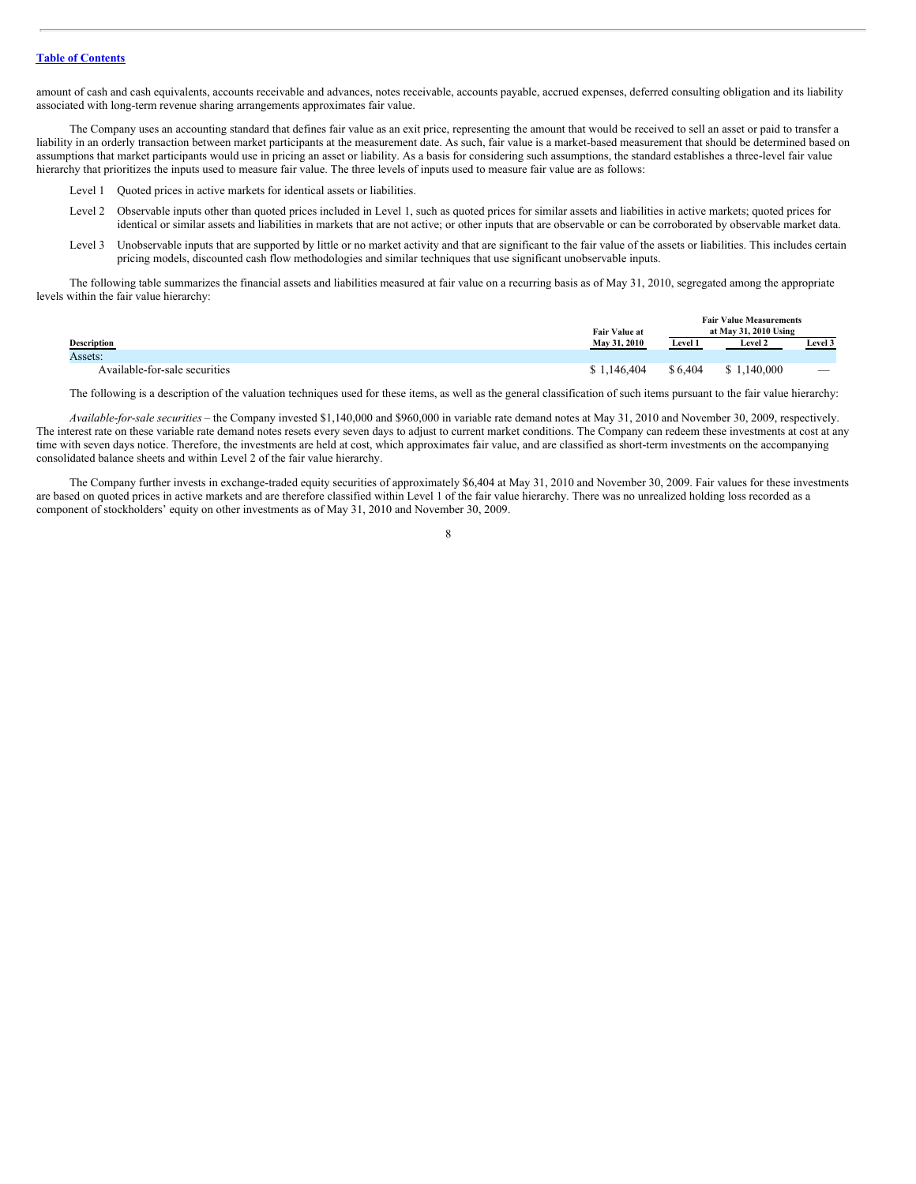amount of cash and cash equivalents, accounts receivable and advances, notes receivable, accounts payable, accrued expenses, deferred consulting obligation and its liability associated with long-term revenue sharing arrangements approximates fair value.

The Company uses an accounting standard that defines fair value as an exit price, representing the amount that would be received to sell an asset or paid to transfer a liability in an orderly transaction between market participants at the measurement date. As such, fair value is a market-based measurement that should be determined based on assumptions that market participants would use in pricing an asset or liability. As a basis for considering such assumptions, the standard establishes a three-level fair value hierarchy that prioritizes the inputs used to measure fair value. The three levels of inputs used to measure fair value are as follows:

- Level 1 Quoted prices in active markets for identical assets or liabilities.
- Level 2 Observable inputs other than quoted prices included in Level 1, such as quoted prices for similar assets and liabilities in active markets; quoted prices for identical or similar assets and liabilities in markets that are not active; or other inputs that are observable or can be corroborated by observable market data.
- Level 3 Unobservable inputs that are supported by little or no market activity and that are significant to the fair value of the assets or liabilities. This includes certain pricing models, discounted cash flow methodologies and similar techniques that use significant unobservable inputs.

The following table summarizes the financial assets and liabilities measured at fair value on a recurring basis as of May 31, 2010, segregated among the appropriate levels within the fair value hierarchy:

| | | Fair Value Measurements at May 31, 2010 Using | | |
|---|---|---|---|---|
| Description | Fair Value at May 31, 2010 | Level 1 | Level 2 | Level 3 |
| Assets: | | | | |
| Available-for-sale securities | $ 1,146,404 | $ 6,404 | $ 1,140,000 | — |

The following is a description of the valuation techniques used for these items, as well as the general classification of such items pursuant to the fair value hierarchy:

*Available-for-sale securities* – the Company invested $1,140,000 and $960,000 in variable rate demand notes at May 31, 2010 and November 30, 2009, respectively. The interest rate on these variable rate demand notes resets every seven days to adjust to current market conditions. The Company can redeem these investments at cost at any time with seven days notice. Therefore, the investments are held at cost, which approximates fair value, and are classified as short-term investments on the accompanying consolidated balance sheets and within Level 2 of the fair value hierarchy.

The Company further invests in exchange-traded equity securities of approximately $6,404 at May 31, 2010 and November 30, 2009. Fair values for these investments are based on quoted prices in active markets and are therefore classified within Level 1 of the fair value hierarchy. There was no unrealized holding loss recorded as a component of stockholders' equity on other investments as of May 31, 2010 and November 30, 2009.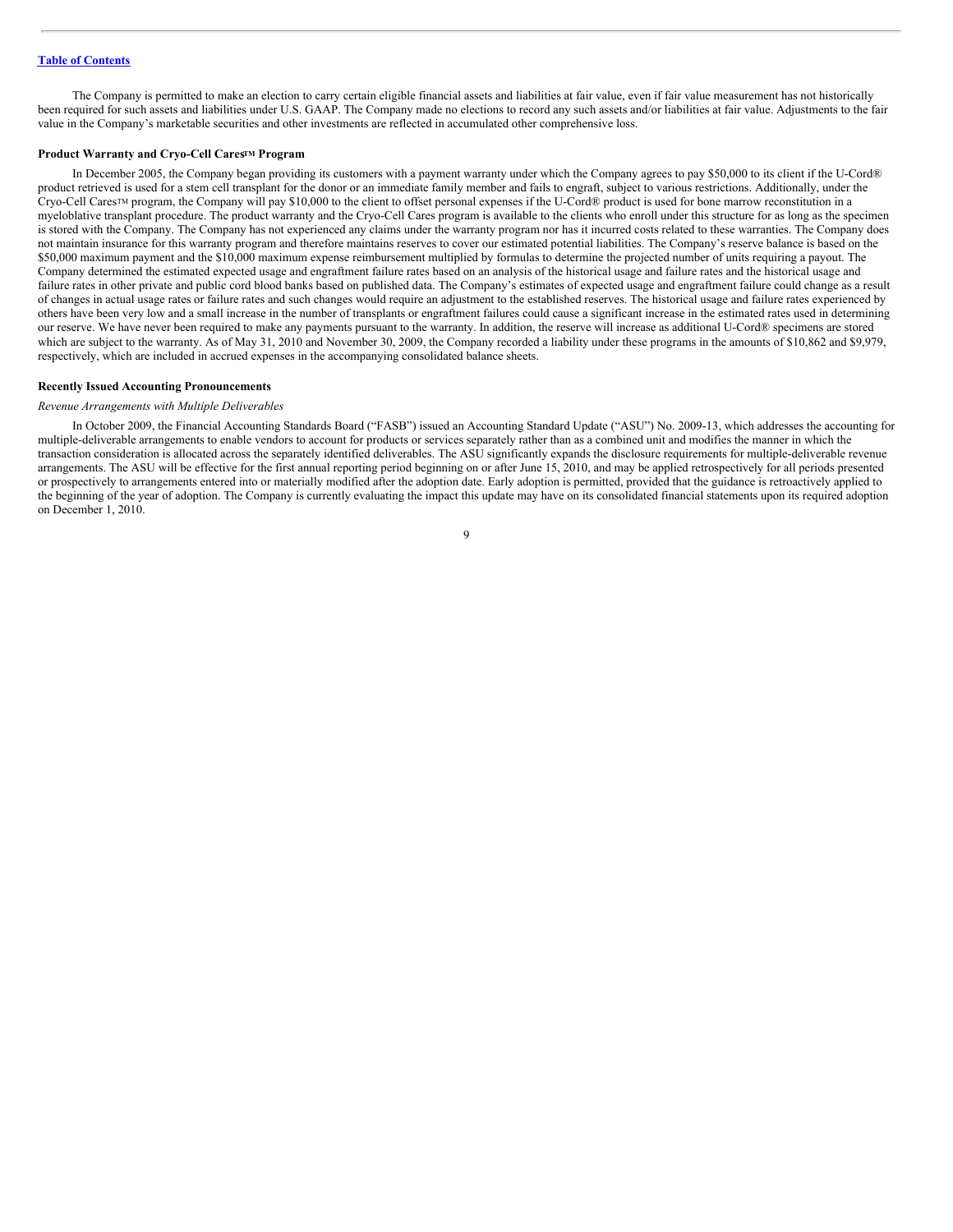The Company is permitted to make an election to carry certain eligible financial assets and liabilities at fair value, even if fair value measurement has not historically been required for such assets and liabilities under U.S. GAAP. The Company made no elections to record any such assets and/or liabilities at fair value. Adjustments to the fair value in the Company's marketable securities and other investments are reflected in accumulated other comprehensive loss.

**Product Warranty and Cryo-Cell Cares™ Program**

In December 2005, the Company began providing its customers with a payment warranty under which the Company agrees to pay $50,000 to its client if the U-Cord® product retrieved is used for a stem cell transplant for the donor or an immediate family member and fails to engraft, subject to various restrictions. Additionally, under the Cryo-Cell Cares™ program, the Company will pay $10,000 to the client to offset personal expenses if the U-Cord® product is used for bone marrow reconstitution in a myeloblative transplant procedure. The product warranty and the Cryo-Cell Cares program is available to the clients who enroll under this structure for as long as the specimen is stored with the Company. The Company has not experienced any claims under the warranty program nor has it incurred costs related to these warranties. The Company does not maintain insurance for this warranty program and therefore maintains reserves to cover our estimated potential liabilities. The Company's reserve balance is based on the $50,000 maximum payment and the $10,000 maximum expense reimbursement multiplied by formulas to determine the projected number of units requiring a payout. The Company determined the estimated expected usage and engraftment failure rates based on an analysis of the historical usage and failure rates and the historical usage and failure rates in other private and public cord blood banks based on published data. The Company's estimates of expected usage and engraftment failure could change as a result of changes in actual usage rates or failure rates and such changes would require an adjustment to the established reserves. The historical usage and failure rates experienced by others have been very low and a small increase in the number of transplants or engraftment failures could cause a significant increase in the estimated rates used in determining our reserve. We have never been required to make any payments pursuant to the warranty. In addition, the reserve will increase as additional U-Cord® specimens are stored which are subject to the warranty. As of May 31, 2010 and November 30, 2009, the Company recorded a liability under these programs in the amounts of $10,862 and $9,979, respectively, which are included in accrued expenses in the accompanying consolidated balance sheets.

**Recently Issued Accounting Pronouncements**

*Revenue Arrangements with Multiple Deliverables*

In October 2009, the Financial Accounting Standards Board ("FASB") issued an Accounting Standard Update ("ASU") No. 2009-13, which addresses the accounting for multiple-deliverable arrangements to enable vendors to account for products or services separately rather than as a combined unit and modifies the manner in which the transaction consideration is allocated across the separately identified deliverables. The ASU significantly expands the disclosure requirements for multiple-deliverable revenue arrangements. The ASU will be effective for the first annual reporting period beginning on or after June 15, 2010, and may be applied retrospectively for all periods presented or prospectively to arrangements entered into or materially modified after the adoption date. Early adoption is permitted, provided that the guidance is retroactively applied to the beginning of the year of adoption. The Company is currently evaluating the impact this update may have on its consolidated financial statements upon its required adoption on December 1, 2010.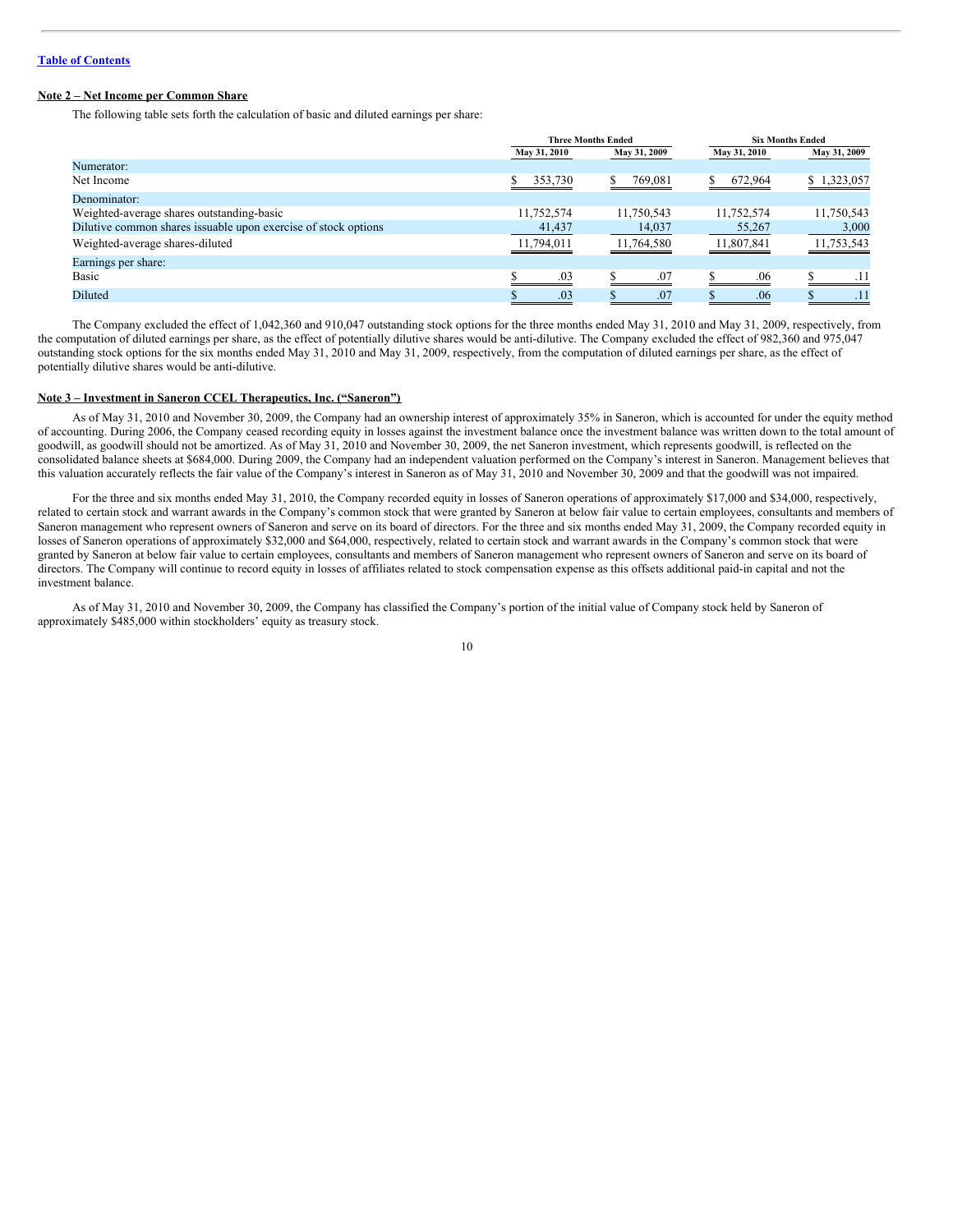[Table of Contents](#)

**Note 2 – Net Income per Common Share**

The following table sets forth the calculation of basic and diluted earnings per share:

| | Three Months Ended | | Six Months Ended | |
|---|---|---|---|---|
| | May 31, 2010 | May 31, 2009 | May 31, 2010 | May 31, 2009 |
| Numerator: | | | | |
| Net Income | $ 353,730 | $ 769,081 | $ 672,964 | $ 1,323,057 |
| Denominator: | | | | |
| Weighted-average shares outstanding-basic | 11,752,574 | 11,750,543 | 11,752,574 | 11,750,543 |
| Dilutive common shares issuable upon exercise of stock options | 41,437 | 14,037 | 55,267 | 3,000 |
| Weighted-average shares-diluted | 11,794,011 | 11,764,580 | 11,807,841 | 11,753,543 |
| Earnings per share: | | | | |
| Basic | $ .03 | $ .07 | $ .06 | $ .11 |
| Diluted | $ .03 | $ .07 | $ .06 | $ .11 |

The Company excluded the effect of 1,042,360 and 910,047 outstanding stock options for the three months ended May 31, 2010 and May 31, 2009, respectively, from the computation of diluted earnings per share, as the effect of potentially dilutive shares would be anti-dilutive. The Company excluded the effect of 982,360 and 975,047 outstanding stock options for the six months ended May 31, 2010 and May 31, 2009, respectively, from the computation of diluted earnings per share, as the effect of potentially dilutive shares would be anti-dilutive.

**Note 3 – Investment in Saneron CCEL Therapeutics, Inc. ("Saneron")**

As of May 31, 2010 and November 30, 2009, the Company had an ownership interest of approximately 35% in Saneron, which is accounted for under the equity method of accounting. During 2006, the Company ceased recording equity in losses against the investment balance once the investment balance was written down to the total amount of goodwill, as goodwill should not be amortized. As of May 31, 2010 and November 30, 2009, the net Saneron investment, which represents goodwill, is reflected on the consolidated balance sheets at $684,000. During 2009, the Company had an independent valuation performed on the Company's interest in Saneron. Management believes that this valuation accurately reflects the fair value of the Company's interest in Saneron as of May 31, 2010 and November 30, 2009 and that the goodwill was not impaired.

For the three and six months ended May 31, 2010, the Company recorded equity in losses of Saneron operations of approximately $17,000 and $34,000, respectively, related to certain stock and warrant awards in the Company's common stock that were granted by Saneron at below fair value to certain employees, consultants and members of Saneron management who represent owners of Saneron and serve on its board of directors. For the three and six months ended May 31, 2009, the Company recorded equity in losses of Saneron operations of approximately $32,000 and $64,000, respectively, related to certain stock and warrant awards in the Company's common stock that were granted by Saneron at below fair value to certain employees, consultants and members of Saneron management who represent owners of Saneron and serve on its board of directors. The Company will continue to record equity in losses of affiliates related to stock compensation expense as this offsets additional paid-in capital and not the investment balance.

As of May 31, 2010 and November 30, 2009, the Company has classified the Company's portion of the initial value of Company stock held by Saneron of approximately $485,000 within stockholders' equity as treasury stock.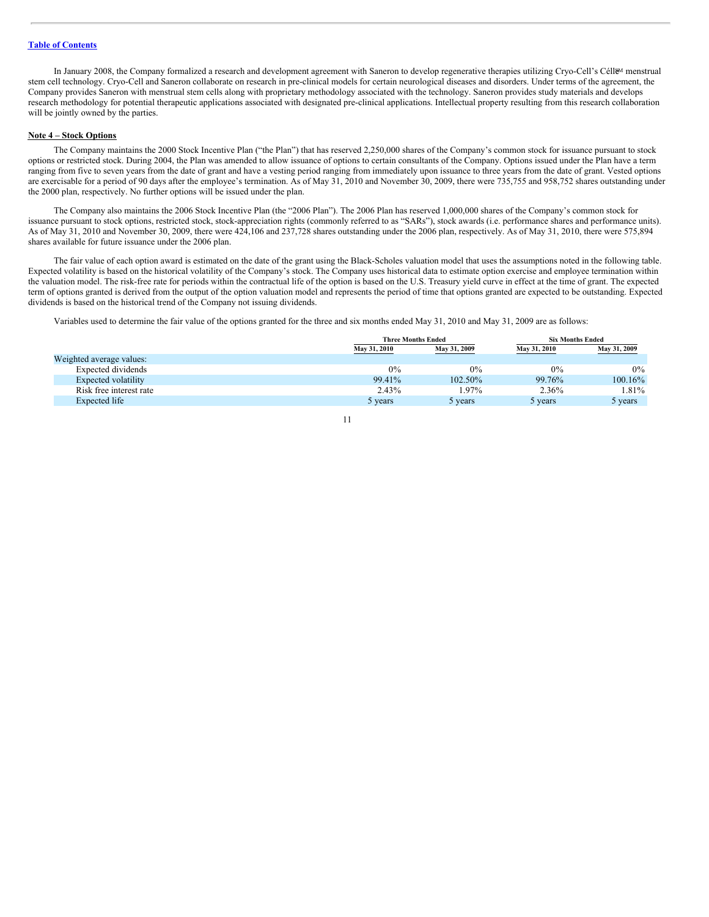[Table of Contents](#)

In January 2008, the Company formalized a research and development agreement with Saneron to develop regenerative therapies utilizing Cryo-Cell's Célle℠ menstrual stem cell technology. Cryo-Cell and Saneron collaborate on research in pre-clinical models for certain neurological diseases and disorders. Under terms of the agreement, the Company provides Saneron with menstrual stem cells along with proprietary methodology associated with the technology. Saneron provides study materials and develops research methodology for potential therapeutic applications associated with designated pre-clinical applications. Intellectual property resulting from this research collaboration will be jointly owned by the parties.

**Note 4 – Stock Options**

The Company maintains the 2000 Stock Incentive Plan ("the Plan") that has reserved 2,250,000 shares of the Company's common stock for issuance pursuant to stock options or restricted stock. During 2004, the Plan was amended to allow issuance of options to certain consultants of the Company. Options issued under the Plan have a term ranging from five to seven years from the date of grant and have a vesting period ranging from immediately upon issuance to three years from the date of grant. Vested options are exercisable for a period of 90 days after the employee's termination. As of May 31, 2010 and November 30, 2009, there were 735,755 and 958,752 shares outstanding under the 2000 plan, respectively. No further options will be issued under the plan.

The Company also maintains the 2006 Stock Incentive Plan (the "2006 Plan"). The 2006 Plan has reserved 1,000,000 shares of the Company's common stock for issuance pursuant to stock options, restricted stock, stock-appreciation rights (commonly referred to as "SARs"), stock awards (i.e. performance shares and performance units). As of May 31, 2010 and November 30, 2009, there were 424,106 and 237,728 shares outstanding under the 2006 plan, respectively. As of May 31, 2010, there were 575,894 shares available for future issuance under the 2006 plan.

The fair value of each option award is estimated on the date of the grant using the Black-Scholes valuation model that uses the assumptions noted in the following table. Expected volatility is based on the historical volatility of the Company's stock. The Company uses historical data to estimate option exercise and employee termination within the valuation model. The risk-free rate for periods within the contractual life of the option is based on the U.S. Treasury yield curve in effect at the time of grant. The expected term of options granted is derived from the output of the option valuation model and represents the period of time that options granted are expected to be outstanding. Expected dividends is based on the historical trend of the Company not issuing dividends.

Variables used to determine the fair value of the options granted for the three and six months ended May 31, 2010 and May 31, 2009 are as follows:

| | Three Months Ended | | Six Months Ended | |
|---|---|---|---|---|
| | May 31, 2010 | May 31, 2009 | May 31, 2010 | May 31, 2009 |
| Weighted average values: | | | | |
| Expected dividends | 0% | 0% | 0% | 0% |
| Expected volatility | 99.41% | 102.50% | 99.76% | 100.16% |
| Risk free interest rate | 2.43% | 1.97% | 2.36% | 1.81% |
| Expected life | 5 years | 5 years | 5 years | 5 years |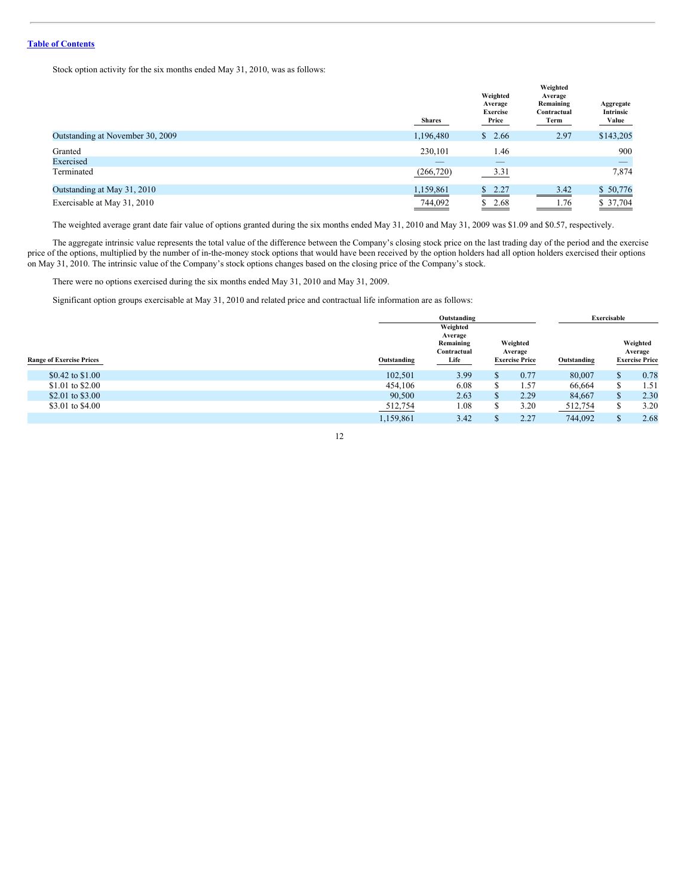Stock option activity for the six months ended May 31, 2010, was as follows:

| | Shares | Weighted Average Exercise Price | Weighted Average Remaining Contractual Term | Aggregate Intrinsic Value |
|---|---|---|---|---|
| Outstanding at November 30, 2009 | 1,196,480 | $ 2.66 | 2.97 | $143,205 |
| Granted | 230,101 | 1.46 | | 900 |
| Exercised | — | — | | — |
| Terminated | (266,720) | 3.31 | | 7,874 |
| Outstanding at May 31, 2010 | 1,159,861 | $ 2.27 | 3.42 | $ 50,776 |
| Exercisable at May 31, 2010 | 744,092 | $ 2.68 | 1.76 | $ 37,704 |

The weighted average grant date fair value of options granted during the six months ended May 31, 2010 and May 31, 2009 was $1.09 and $0.57, respectively.

The aggregate intrinsic value represents the total value of the difference between the Company's closing stock price on the last trading day of the period and the exercise price of the options, multiplied by the number of in-the-money stock options that would have been received by the option holders had all option holders exercised their options on May 31, 2010. The intrinsic value of the Company's stock options changes based on the closing price of the Company's stock.

There were no options exercised during the six months ended May 31, 2010 and May 31, 2009.

Significant option groups exercisable at May 31, 2010 and related price and contractual life information are as follows:

| | Outstanding | | | Exercisable | |
|---|---|---|---|---|---|
| Range of Exercise Prices | Outstanding | Weighted Average Remaining Contractual Life | Weighted Average Exercise Price | Outstanding | Weighted Average Exercise Price |
| $0.42 to $1.00 | 102,501 | 3.99 | $ 0.77 | 80,007 | $ 0.78 |
| $1.01 to $2.00 | 454,106 | 6.08 | $ 1.57 | 66,664 | $ 1.51 |
| $2.01 to $3.00 | 90,500 | 2.63 | $ 2.29 | 84,667 | $ 2.30 |
| $3.01 to $4.00 | 512,754 | 1.08 | $ 3.20 | 512,754 | $ 3.20 |
| | 1,159,861 | 3.42 | $ 2.27 | 744,092 | $ 2.68 |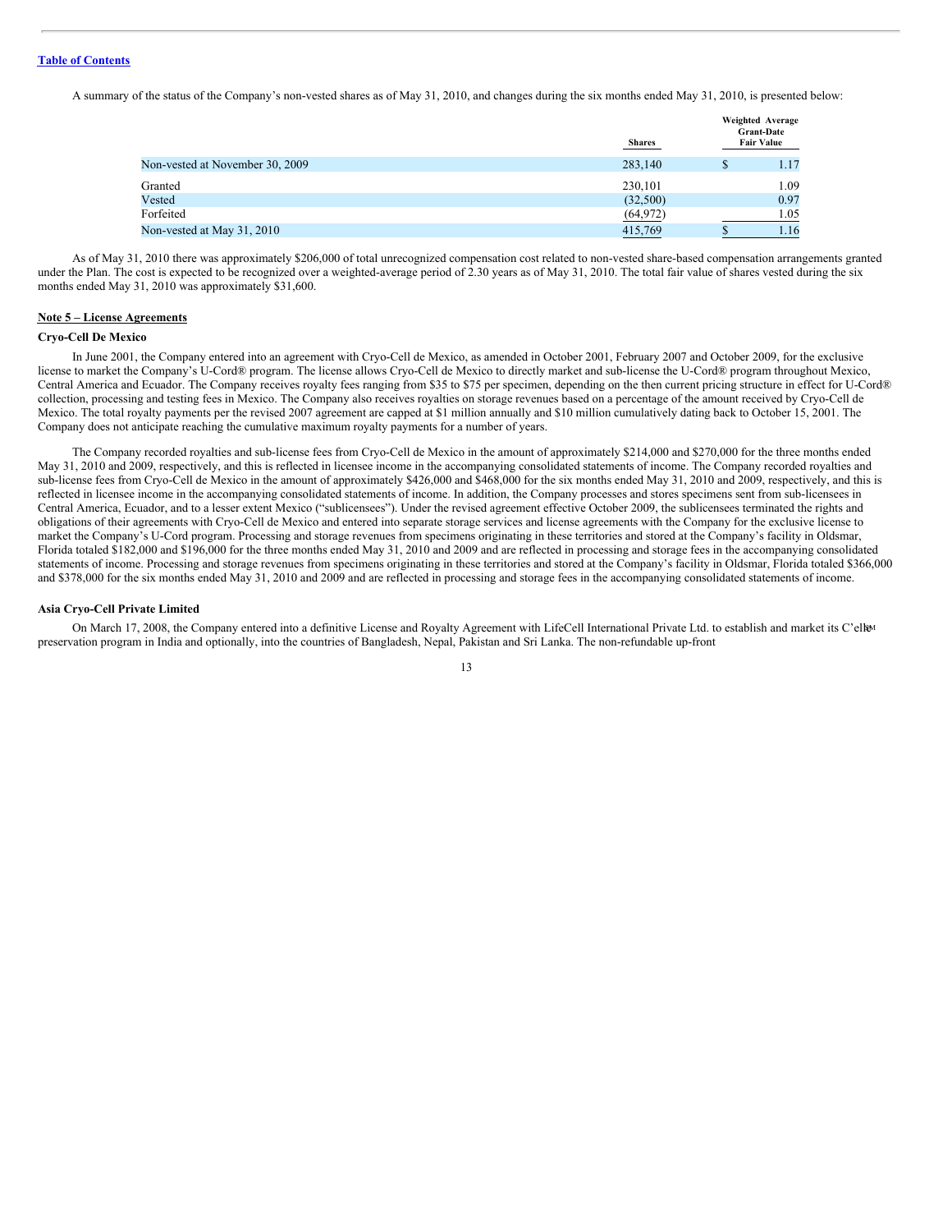A summary of the status of the Company's non-vested shares as of May 31, 2010, and changes during the six months ended May 31, 2010, is presented below:

| | Shares | Weighted Average Grant-Date Fair Value |
|---|---|---|
| Non-vested at November 30, 2009 | 283,140 | $ 1.17 |
| Granted | 230,101 | 1.09 |
| Vested | (32,500) | 0.97 |
| Forfeited | (64,972) | 1.05 |
| Non-vested at May 31, 2010 | 415,769 | $ 1.16 |

As of May 31, 2010 there was approximately $206,000 of total unrecognized compensation cost related to non-vested share-based compensation arrangements granted under the Plan. The cost is expected to be recognized over a weighted-average period of 2.30 years as of May 31, 2010. The total fair value of shares vested during the six months ended May 31, 2010 was approximately $31,600.

**Note 5 – License Agreements**

**Cryo-Cell De Mexico**

In June 2001, the Company entered into an agreement with Cryo-Cell de Mexico, as amended in October 2001, February 2007 and October 2009, for the exclusive license to market the Company's U-Cord® program. The license allows Cryo-Cell de Mexico to directly market and sub-license the U-Cord® program throughout Mexico, Central America and Ecuador. The Company receives royalty fees ranging from $35 to $75 per specimen, depending on the then current pricing structure in effect for U-Cord® collection, processing and testing fees in Mexico. The Company also receives royalties on storage revenues based on a percentage of the amount received by Cryo-Cell de Mexico. The total royalty payments per the revised 2007 agreement are capped at $1 million annually and $10 million cumulatively dating back to October 15, 2001. The Company does not anticipate reaching the cumulative maximum royalty payments for a number of years.

The Company recorded royalties and sub-license fees from Cryo-Cell de Mexico in the amount of approximately $214,000 and $270,000 for the three months ended May 31, 2010 and 2009, respectively, and this is reflected in licensee income in the accompanying consolidated statements of income. The Company recorded royalties and sub-license fees from Cryo-Cell de Mexico in the amount of approximately $426,000 and $468,000 for the six months ended May 31, 2010 and 2009, respectively, and this is reflected in licensee income in the accompanying consolidated statements of income. In addition, the Company processes and stores specimens sent from sub-licensees in Central America, Ecuador, and to a lesser extent Mexico ("sublicensees"). Under the revised agreement effective October 2009, the sublicensees terminated the rights and obligations of their agreements with Cryo-Cell de Mexico and entered into separate storage services and license agreements with the Company for the exclusive license to market the Company's U-Cord program. Processing and storage revenues from specimens originating in these territories and stored at the Company's facility in Oldsmar, Florida totaled $182,000 and $196,000 for the three months ended May 31, 2010 and 2009 and are reflected in processing and storage fees in the accompanying consolidated statements of income. Processing and storage revenues from specimens originating in these territories and stored at the Company's facility in Oldsmar, Florida totaled $366,000 and $378,000 for the six months ended May 31, 2010 and 2009 and are reflected in processing and storage fees in the accompanying consolidated statements of income.

**Asia Cryo-Cell Private Limited**

On March 17, 2008, the Company entered into a definitive License and Royalty Agreement with LifeCell International Private Ltd. to establish and market its C'elle℠ preservation program in India and optionally, into the countries of Bangladesh, Nepal, Pakistan and Sri Lanka. The non-refundable up-front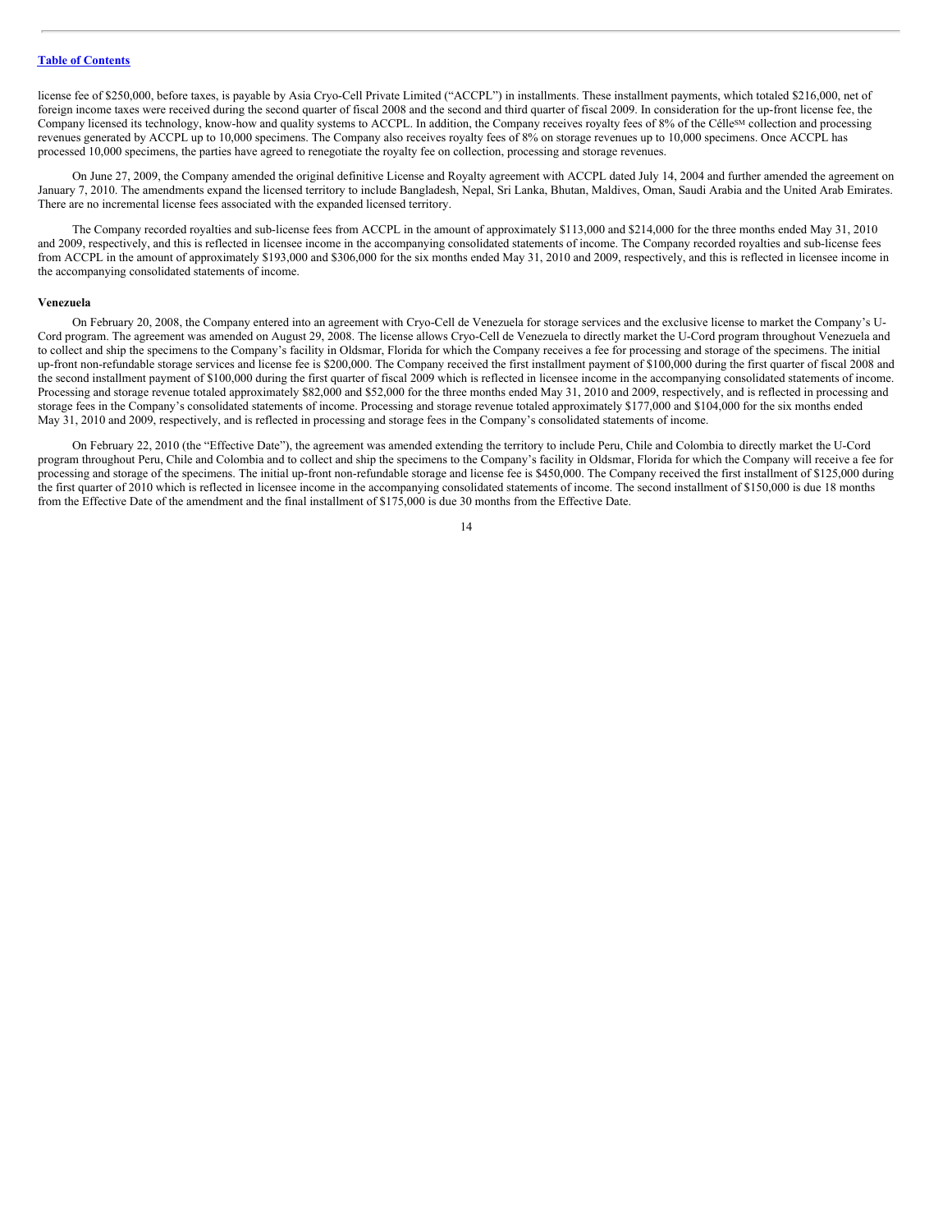license fee of $250,000, before taxes, is payable by Asia Cryo-Cell Private Limited ("ACCPL") in installments. These installment payments, which totaled $216,000, net of foreign income taxes were received during the second quarter of fiscal 2008 and the second and third quarter of fiscal 2009. In consideration for the up-front license fee, the Company licensed its technology, know-how and quality systems to ACCPL. In addition, the Company receives royalty fees of 8% of the Célle℠ collection and processing revenues generated by ACCPL up to 10,000 specimens. The Company also receives royalty fees of 8% on storage revenues up to 10,000 specimens. Once ACCPL has processed 10,000 specimens, the parties have agreed to renegotiate the royalty fee on collection, processing and storage revenues.

On June 27, 2009, the Company amended the original definitive License and Royalty agreement with ACCPL dated July 14, 2004 and further amended the agreement on January 7, 2010. The amendments expand the licensed territory to include Bangladesh, Nepal, Sri Lanka, Bhutan, Maldives, Oman, Saudi Arabia and the United Arab Emirates. There are no incremental license fees associated with the expanded licensed territory.

The Company recorded royalties and sub-license fees from ACCPL in the amount of approximately $113,000 and $214,000 for the three months ended May 31, 2010 and 2009, respectively, and this is reflected in licensee income in the accompanying consolidated statements of income. The Company recorded royalties and sub-license fees from ACCPL in the amount of approximately $193,000 and $306,000 for the six months ended May 31, 2010 and 2009, respectively, and this is reflected in licensee income in the accompanying consolidated statements of income.

**Venezuela**

On February 20, 2008, the Company entered into an agreement with Cryo-Cell de Venezuela for storage services and the exclusive license to market the Company's U-Cord program. The agreement was amended on August 29, 2008. The license allows Cryo-Cell de Venezuela to directly market the U-Cord program throughout Venezuela and to collect and ship the specimens to the Company's facility in Oldsmar, Florida for which the Company receives a fee for processing and storage of the specimens. The initial up-front non-refundable storage services and license fee is $200,000. The Company received the first installment payment of $100,000 during the first quarter of fiscal 2008 and the second installment payment of $100,000 during the first quarter of fiscal 2009 which is reflected in licensee income in the accompanying consolidated statements of income. Processing and storage revenue totaled approximately $82,000 and $52,000 for the three months ended May 31, 2010 and 2009, respectively, and is reflected in processing and storage fees in the Company's consolidated statements of income. Processing and storage revenue totaled approximately $177,000 and $104,000 for the six months ended May 31, 2010 and 2009, respectively, and is reflected in processing and storage fees in the Company's consolidated statements of income.

On February 22, 2010 (the "Effective Date"), the agreement was amended extending the territory to include Peru, Chile and Colombia to directly market the U-Cord program throughout Peru, Chile and Colombia and to collect and ship the specimens to the Company's facility in Oldsmar, Florida for which the Company will receive a fee for processing and storage of the specimens. The initial up-front non-refundable storage and license fee is $450,000. The Company received the first installment of $125,000 during the first quarter of 2010 which is reflected in licensee income in the accompanying consolidated statements of income. The second installment of $150,000 is due 18 months from the Effective Date of the amendment and the final installment of $175,000 is due 30 months from the Effective Date.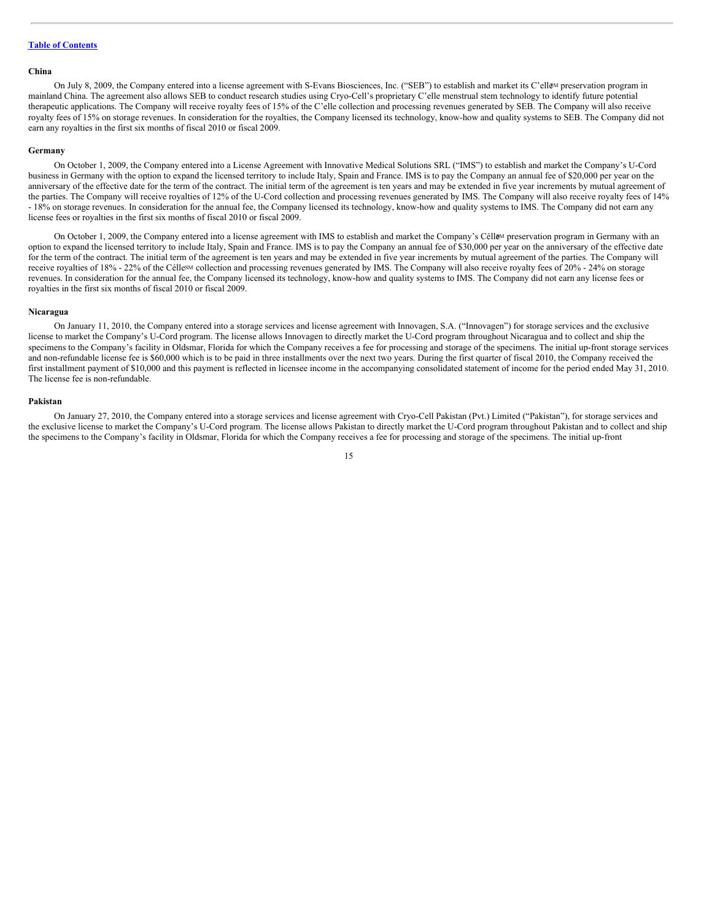[Table of Contents](#)

**China**

On July 8, 2009, the Company entered into a license agreement with S-Evans Biosciences, Inc. ("SEB") to establish and market its C'elle℠ preservation program in mainland China. The agreement also allows SEB to conduct research studies using Cryo-Cell's proprietary C'elle menstrual stem technology to identify future potential therapeutic applications. The Company will receive royalty fees of 15% of the C'elle collection and processing revenues generated by SEB. The Company will also receive royalty fees of 15% on storage revenues. In consideration for the royalties, the Company licensed its technology, know-how and quality systems to SEB. The Company did not earn any royalties in the first six months of fiscal 2010 or fiscal 2009.

**Germany**

On October 1, 2009, the Company entered into a License Agreement with Innovative Medical Solutions SRL ("IMS") to establish and market the Company's U-Cord business in Germany with the option to expand the licensed territory to include Italy, Spain and France. IMS is to pay the Company an annual fee of $20,000 per year on the anniversary of the effective date for the term of the contract. The initial term of the agreement is ten years and may be extended in five year increments by mutual agreement of the parties. The Company will receive royalties of 12% of the U-Cord collection and processing revenues generated by IMS. The Company will also receive royalty fees of 14% - 18% on storage revenues. In consideration for the annual fee, the Company licensed its technology, know-how and quality systems to IMS. The Company did not earn any license fees or royalties in the first six months of fiscal 2010 or fiscal 2009.

On October 1, 2009, the Company entered into a license agreement with IMS to establish and market the Company's Célle℠ preservation program in Germany with an option to expand the licensed territory to include Italy, Spain and France. IMS is to pay the Company an annual fee of $30,000 per year on the anniversary of the effective date for the term of the contract. The initial term of the agreement is ten years and may be extended in five year increments by mutual agreement of the parties. The Company will receive royalties of 18% - 22% of the Célle℠ collection and processing revenues generated by IMS. The Company will also receive royalty fees of 20% - 24% on storage revenues. In consideration for the annual fee, the Company licensed its technology, know-how and quality systems to IMS. The Company did not earn any license fees or royalties in the first six months of fiscal 2010 or fiscal 2009.

**Nicaragua**

On January 11, 2010, the Company entered into a storage services and license agreement with Innovagen, S.A. ("Innovagen") for storage services and the exclusive license to market the Company's U-Cord program. The license allows Innovagen to directly market the U-Cord program throughout Nicaragua and to collect and ship the specimens to the Company's facility in Oldsmar, Florida for which the Company receives a fee for processing and storage of the specimens. The initial up-front storage services and non-refundable license fee is $60,000 which is to be paid in three installments over the next two years. During the first quarter of fiscal 2010, the Company received the first installment payment of $10,000 and this payment is reflected in licensee income in the accompanying consolidated statement of income for the period ended May 31, 2010. The license fee is non-refundable.

**Pakistan**

On January 27, 2010, the Company entered into a storage services and license agreement with Cryo-Cell Pakistan (Pvt.) Limited ("Pakistan"), for storage services and the exclusive license to market the Company's U-Cord program. The license allows Pakistan to directly market the U-Cord program throughout Pakistan and to collect and ship the specimens to the Company's facility in Oldsmar, Florida for which the Company receives a fee for processing and storage of the specimens. The initial up-front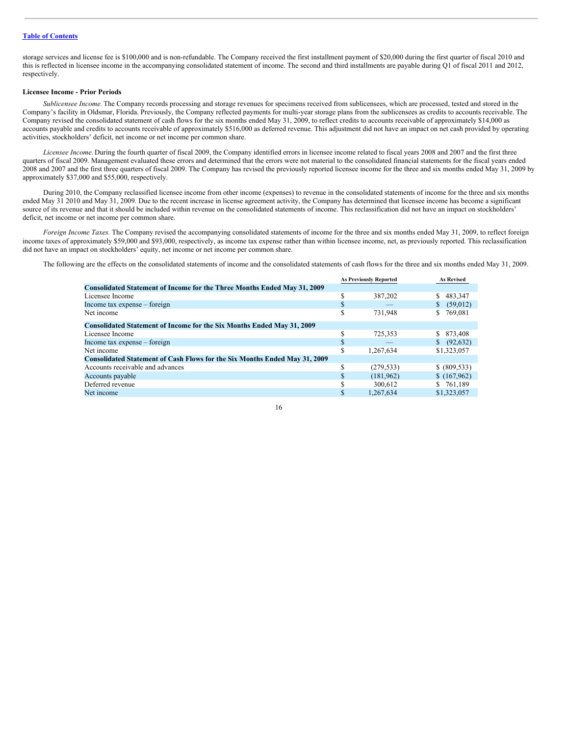storage services and license fee is $100,000 and is non-refundable. The Company received the first installment payment of $20,000 during the first quarter of fiscal 2010 and this is reflected in licensee income in the accompanying consolidated statement of income. The second and third installments are payable during Q1 of fiscal 2011 and 2012, respectively.

**Licensee Income - Prior Periods**

*Sublicensee Income.* The Company records processing and storage revenues for specimens received from sublicensees, which are processed, tested and stored in the Company's facility in Oldsmar, Florida. Previously, the Company reflected payments for multi-year storage plans from the sublicensees as credits to accounts receivable. The Company revised the consolidated statement of cash flows for the six months ended May 31, 2009, to reflect credits to accounts receivable of approximately $14,000 as accounts payable and credits to accounts receivable of approximately $516,000 as deferred revenue. This adjustment did not have an impact on net cash provided by operating activities, stockholders' deficit, net income or net income per common share.

*Licensee Income.* During the fourth quarter of fiscal 2009, the Company identified errors in licensee income related to fiscal years 2008 and 2007 and the first three quarters of fiscal 2009. Management evaluated these errors and determined that the errors were not material to the consolidated financial statements for the fiscal years ended 2008 and 2007 and the first three quarters of fiscal 2009. The Company has revised the previously reported licensee income for the three and six months ended May 31, 2009 by approximately $37,000 and $55,000, respectively.

During 2010, the Company reclassified licensee income from other income (expenses) to revenue in the consolidated statements of income for the three and six months ended May 31 2010 and May 31, 2009. Due to the recent increase in license agreement activity, the Company has determined that licensee income has become a significant source of its revenue and that it should be included within revenue on the consolidated statements of income. This reclassification did not have an impact on stockholders' deficit, net income or net income per common share.

*Foreign Income Taxes.* The Company revised the accompanying consolidated statements of income for the three and six months ended May 31, 2009, to reflect foreign income taxes of approximately $59,000 and $93,000, respectively, as income tax expense rather than within licensee income, net, as previously reported. This reclassification did not have an impact on stockholders' equity, net income or net income per common share.

The following are the effects on the consolidated statements of income and the consolidated statements of cash flows for the three and six months ended May 31, 2009.

| | As Previously Reported | As Revised |
|---|---|---|
| **Consolidated Statement of Income for the Three Months Ended May 31, 2009** | | |
| Licensee Income | $ 387,202 | $ 483,347 |
| Income tax expense – foreign | $ — | $ (59,012) |
| Net income | $ 731,948 | $ 769,081 |
| **Consolidated Statement of Income for the Six Months Ended May 31, 2009** | | |
| Licensee Income | $ 725,353 | $ 873,408 |
| Income tax expense – foreign | $ — | $ (92,632) |
| Net income | $ 1,267,634 | $1,323,057 |
| **Consolidated Statement of Cash Flows for the Six Months Ended May 31, 2009** | | |
| Accounts receivable and advances | $ (279,533) | $ (809,533) |
| Accounts payable | $ (181,962) | $ (167,962) |
| Deferred revenue | $ 300,612 | $ 761,189 |
| Net income | $ 1,267,634 | $1,323,057 |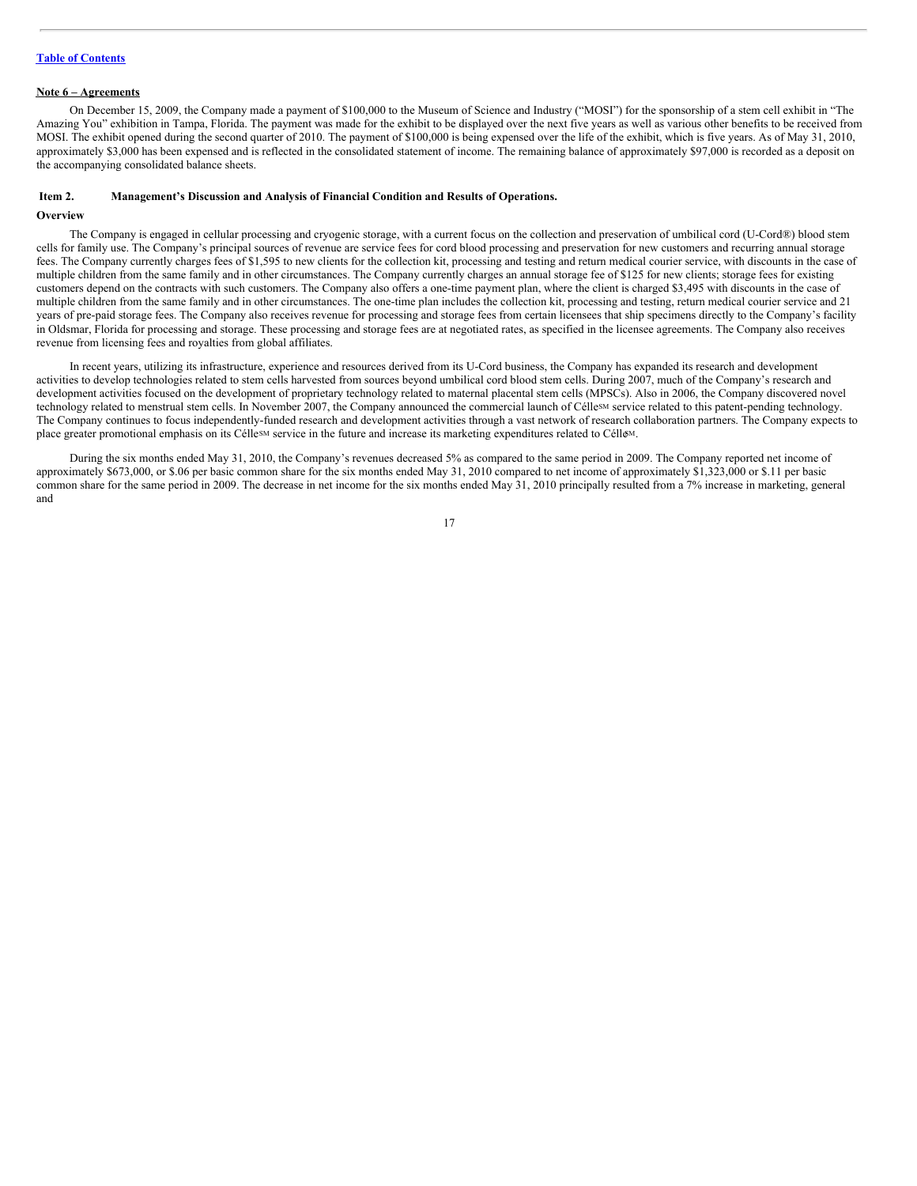[Table of Contents](#)

**Note 6 – Agreements**

On December 15, 2009, the Company made a payment of $100,000 to the Museum of Science and Industry ("MOSI") for the sponsorship of a stem cell exhibit in "The Amazing You" exhibition in Tampa, Florida. The payment was made for the exhibit to be displayed over the next five years as well as various other benefits to be received from MOSI. The exhibit opened during the second quarter of 2010. The payment of $100,000 is being expensed over the life of the exhibit, which is five years. As of May 31, 2010, approximately $3,000 has been expensed and is reflected in the consolidated statement of income. The remaining balance of approximately $97,000 is recorded as a deposit on the accompanying consolidated balance sheets.

**Item 2. Management's Discussion and Analysis of Financial Condition and Results of Operations.**

**Overview**

The Company is engaged in cellular processing and cryogenic storage, with a current focus on the collection and preservation of umbilical cord (U-Cord®) blood stem cells for family use. The Company's principal sources of revenue are service fees for cord blood processing and preservation for new customers and recurring annual storage fees. The Company currently charges fees of $1,595 to new clients for the collection kit, processing and testing and return medical courier service, with discounts in the case of multiple children from the same family and in other circumstances. The Company currently charges an annual storage fee of $125 for new clients; storage fees for existing customers depend on the contracts with such customers. The Company also offers a one-time payment plan, where the client is charged $3,495 with discounts in the case of multiple children from the same family and in other circumstances. The one-time plan includes the collection kit, processing and testing, return medical courier service and 21 years of pre-paid storage fees. The Company also receives revenue for processing and storage fees from certain licensees that ship specimens directly to the Company's facility in Oldsmar, Florida for processing and storage. These processing and storage fees are at negotiated rates, as specified in the licensee agreements. The Company also receives revenue from licensing fees and royalties from global affiliates.

In recent years, utilizing its infrastructure, experience and resources derived from its U-Cord business, the Company has expanded its research and development activities to develop technologies related to stem cells harvested from sources beyond umbilical cord blood stem cells. During 2007, much of the Company's research and development activities focused on the development of proprietary technology related to maternal placental stem cells (MPSCs). Also in 2006, the Company discovered novel technology related to menstrual stem cells. In November 2007, the Company announced the commercial launch of Célle℠ service related to this patent-pending technology. The Company continues to focus independently-funded research and development activities through a vast network of research collaboration partners. The Company expects to place greater promotional emphasis on its Célle℠ service in the future and increase its marketing expenditures related to Célle℠.

During the six months ended May 31, 2010, the Company's revenues decreased 5% as compared to the same period in 2009. The Company reported net income of approximately $673,000, or $.06 per basic common share for the six months ended May 31, 2010 compared to net income of approximately $1,323,000 or $.11 per basic common share for the same period in 2009. The decrease in net income for the six months ended May 31, 2010 principally resulted from a 7% increase in marketing, general and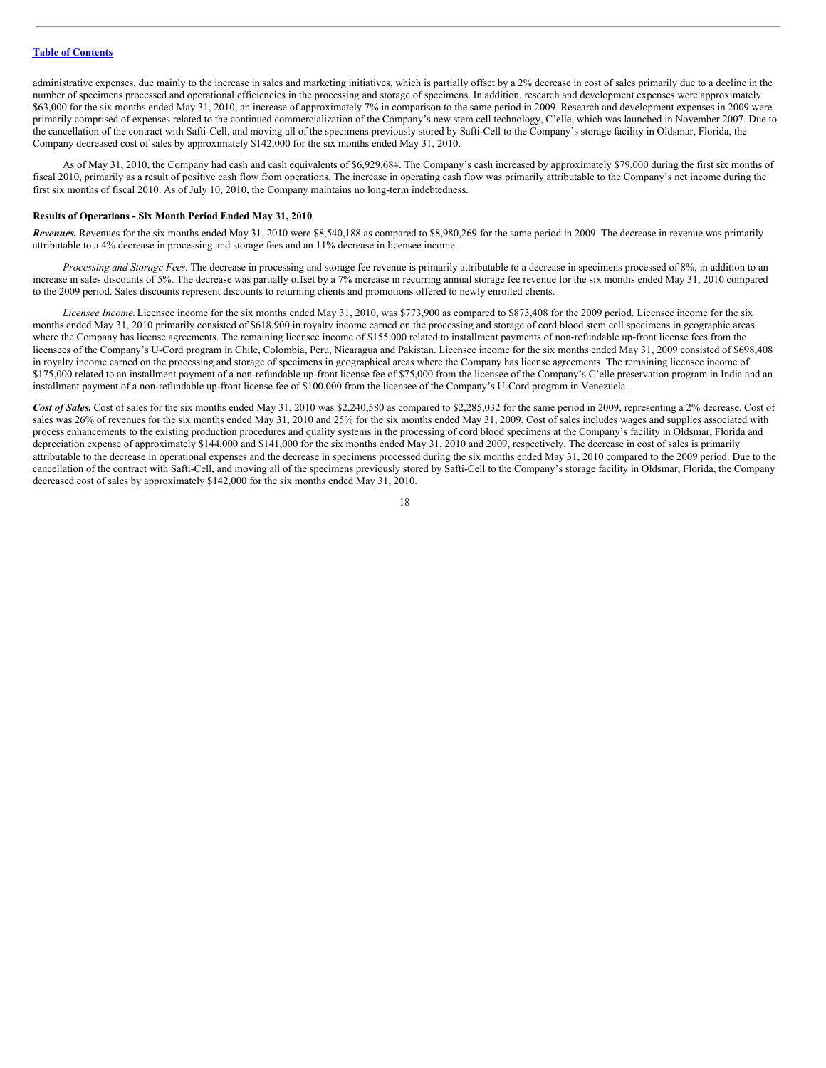administrative expenses, due mainly to the increase in sales and marketing initiatives, which is partially offset by a 2% decrease in cost of sales primarily due to a decline in the number of specimens processed and operational efficiencies in the processing and storage of specimens. In addition, research and development expenses were approximately $63,000 for the six months ended May 31, 2010, an increase of approximately 7% in comparison to the same period in 2009. Research and development expenses in 2009 were primarily comprised of expenses related to the continued commercialization of the Company's new stem cell technology, C'elle, which was launched in November 2007. Due to the cancellation of the contract with Safti-Cell, and moving all of the specimens previously stored by Safti-Cell to the Company's storage facility in Oldsmar, Florida, the Company decreased cost of sales by approximately $142,000 for the six months ended May 31, 2010.

As of May 31, 2010, the Company had cash and cash equivalents of $6,929,684. The Company's cash increased by approximately $79,000 during the first six months of fiscal 2010, primarily as a result of positive cash flow from operations. The increase in operating cash flow was primarily attributable to the Company's net income during the first six months of fiscal 2010. As of July 10, 2010, the Company maintains no long-term indebtedness.

**Results of Operations - Six Month Period Ended May 31, 2010**

***Revenues.*** Revenues for the six months ended May 31, 2010 were $8,540,188 as compared to $8,980,269 for the same period in 2009. The decrease in revenue was primarily attributable to a 4% decrease in processing and storage fees and an 11% decrease in licensee income.

*Processing and Storage Fees.* The decrease in processing and storage fee revenue is primarily attributable to a decrease in specimens processed of 8%, in addition to an increase in sales discounts of 5%. The decrease was partially offset by a 7% increase in recurring annual storage fee revenue for the six months ended May 31, 2010 compared to the 2009 period. Sales discounts represent discounts to returning clients and promotions offered to newly enrolled clients.

*Licensee Income.* Licensee income for the six months ended May 31, 2010, was $773,900 as compared to $873,408 for the 2009 period. Licensee income for the six months ended May 31, 2010 primarily consisted of $618,900 in royalty income earned on the processing and storage of cord blood stem cell specimens in geographic areas where the Company has license agreements. The remaining licensee income of $155,000 related to installment payments of non-refundable up-front license fees from the licensees of the Company's U-Cord program in Chile, Colombia, Peru, Nicaragua and Pakistan. Licensee income for the six months ended May 31, 2009 consisted of $698,408 in royalty income earned on the processing and storage of specimens in geographical areas where the Company has license agreements. The remaining licensee income of $175,000 related to an installment payment of a non-refundable up-front license fee of $75,000 from the licensee of the Company's C'elle preservation program in India and an installment payment of a non-refundable up-front license fee of $100,000 from the licensee of the Company's U-Cord program in Venezuela.

***Cost of Sales.*** Cost of sales for the six months ended May 31, 2010 was $2,240,580 as compared to $2,285,032 for the same period in 2009, representing a 2% decrease. Cost of sales was 26% of revenues for the six months ended May 31, 2010 and 25% for the six months ended May 31, 2009. Cost of sales includes wages and supplies associated with process enhancements to the existing production procedures and quality systems in the processing of cord blood specimens at the Company's facility in Oldsmar, Florida and depreciation expense of approximately $144,000 and $141,000 for the six months ended May 31, 2010 and 2009, respectively. The decrease in cost of sales is primarily attributable to the decrease in operational expenses and the decrease in specimens processed during the six months ended May 31, 2010 compared to the 2009 period. Due to the cancellation of the contract with Safti-Cell, and moving all of the specimens previously stored by Safti-Cell to the Company's storage facility in Oldsmar, Florida, the Company decreased cost of sales by approximately $142,000 for the six months ended May 31, 2010.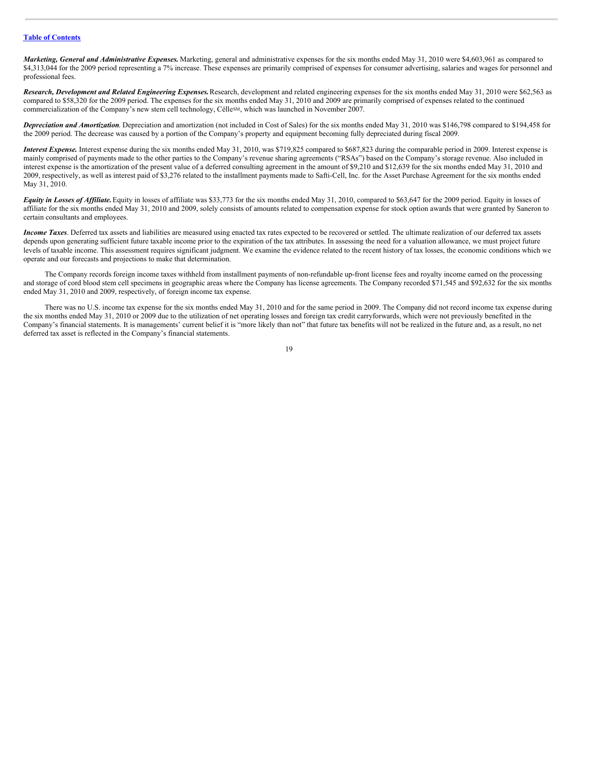***Marketing, General and Administrative Expenses.*** Marketing, general and administrative expenses for the six months ended May 31, 2010 were $4,603,961 as compared to $4,313,044 for the 2009 period representing a 7% increase. These expenses are primarily comprised of expenses for consumer advertising, salaries and wages for personnel and professional fees.

***Research, Development and Related Engineering Expenses.*** Research, development and related engineering expenses for the six months ended May 31, 2010 were $62,563 as compared to $58,320 for the 2009 period. The expenses for the six months ended May 31, 2010 and 2009 are primarily comprised of expenses related to the continued commercialization of the Company's new stem cell technology, Célle$^{SM}$, which was launched in November 2007.

***Depreciation and Amortization***. Depreciation and amortization (not included in Cost of Sales) for the six months ended May 31, 2010 was $146,798 compared to $194,458 for the 2009 period. The decrease was caused by a portion of the Company's property and equipment becoming fully depreciated during fiscal 2009.

***Interest Expense.*** Interest expense during the six months ended May 31, 2010, was $719,825 compared to $687,823 during the comparable period in 2009. Interest expense is mainly comprised of payments made to the other parties to the Company's revenue sharing agreements ("RSAs") based on the Company's storage revenue. Also included in interest expense is the amortization of the present value of a deferred consulting agreement in the amount of $9,210 and $12,639 for the six months ended May 31, 2010 and 2009, respectively, as well as interest paid of $3,276 related to the installment payments made to Safti-Cell, Inc. for the Asset Purchase Agreement for the six months ended May 31, 2010.

***Equity in Losses of Affiliate.*** Equity in losses of affiliate was $33,773 for the six months ended May 31, 2010, compared to $63,647 for the 2009 period. Equity in losses of affiliate for the six months ended May 31, 2010 and 2009, solely consists of amounts related to compensation expense for stock option awards that were granted by Saneron to certain consultants and employees.

***Income Taxes***. Deferred tax assets and liabilities are measured using enacted tax rates expected to be recovered or settled. The ultimate realization of our deferred tax assets depends upon generating sufficient future taxable income prior to the expiration of the tax attributes. In assessing the need for a valuation allowance, we must project future levels of taxable income. This assessment requires significant judgment. We examine the evidence related to the recent history of tax losses, the economic conditions which we operate and our forecasts and projections to make that determination.

The Company records foreign income taxes withheld from installment payments of non-refundable up-front license fees and royalty income earned on the processing and storage of cord blood stem cell specimens in geographic areas where the Company has license agreements. The Company recorded $71,545 and $92,632 for the six months ended May 31, 2010 and 2009, respectively, of foreign income tax expense.

There was no U.S. income tax expense for the six months ended May 31, 2010 and for the same period in 2009. The Company did not record income tax expense during the six months ended May 31, 2010 or 2009 due to the utilization of net operating losses and foreign tax credit carryforwards, which were not previously benefited in the Company's financial statements. It is managements' current belief it is "more likely than not" that future tax benefits will not be realized in the future and, as a result, no net deferred tax asset is reflected in the Company's financial statements.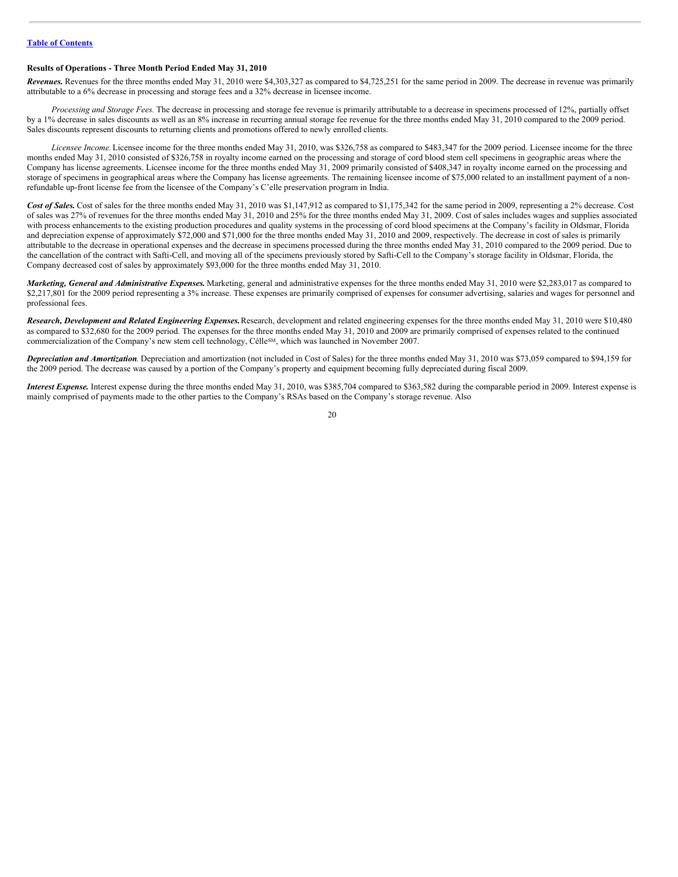[Table of Contents](#)

**Results of Operations - Three Month Period Ended May 31, 2010**

***Revenues.*** Revenues for the three months ended May 31, 2010 were $4,303,327 as compared to $4,725,251 for the same period in 2009. The decrease in revenue was primarily attributable to a 6% decrease in processing and storage fees and a 32% decrease in licensee income.

*Processing and Storage Fees.* The decrease in processing and storage fee revenue is primarily attributable to a decrease in specimens processed of 12%, partially offset by a 1% decrease in sales discounts as well as an 8% increase in recurring annual storage fee revenue for the three months ended May 31, 2010 compared to the 2009 period. Sales discounts represent discounts to returning clients and promotions offered to newly enrolled clients.

*Licensee Income.* Licensee income for the three months ended May 31, 2010, was $326,758 as compared to $483,347 for the 2009 period. Licensee income for the three months ended May 31, 2010 consisted of $326,758 in royalty income earned on the processing and storage of cord blood stem cell specimens in geographic areas where the Company has license agreements. Licensee income for the three months ended May 31, 2009 primarily consisted of $408,347 in royalty income earned on the processing and storage of specimens in geographical areas where the Company has license agreements. The remaining licensee income of $75,000 related to an installment payment of a non-refundable up-front license fee from the licensee of the Company's C'elle preservation program in India.

***Cost of Sales.*** Cost of sales for the three months ended May 31, 2010 was $1,147,912 as compared to $1,175,342 for the same period in 2009, representing a 2% decrease. Cost of sales was 27% of revenues for the three months ended May 31, 2010 and 25% for the three months ended May 31, 2009. Cost of sales includes wages and supplies associated with process enhancements to the existing production procedures and quality systems in the processing of cord blood specimens at the Company's facility in Oldsmar, Florida and depreciation expense of approximately $72,000 and $71,000 for the three months ended May 31, 2010 and 2009, respectively. The decrease in cost of sales is primarily attributable to the decrease in operational expenses and the decrease in specimens processed during the three months ended May 31, 2010 compared to the 2009 period. Due to the cancellation of the contract with Safti-Cell, and moving all of the specimens previously stored by Safti-Cell to the Company's storage facility in Oldsmar, Florida, the Company decreased cost of sales by approximately $93,000 for the three months ended May 31, 2010.

***Marketing, General and Administrative Expenses.*** Marketing, general and administrative expenses for the three months ended May 31, 2010 were $2,283,017 as compared to $2,217,801 for the 2009 period representing a 3% increase. These expenses are primarily comprised of expenses for consumer advertising, salaries and wages for personnel and professional fees.

***Research, Development and Related Engineering Expenses.*** Research, development and related engineering expenses for the three months ended May 31, 2010 were $10,480 as compared to $32,680 for the 2009 period. The expenses for the three months ended May 31, 2010 and 2009 are primarily comprised of expenses related to the continued commercialization of the Company's new stem cell technology, Célle$^{SM}$, which was launched in November 2007.

***Depreciation and Amortization.*** Depreciation and amortization (not included in Cost of Sales) for the three months ended May 31, 2010 was $73,059 compared to $94,159 for the 2009 period. The decrease was caused by a portion of the Company's property and equipment becoming fully depreciated during fiscal 2009.

***Interest Expense.*** Interest expense during the three months ended May 31, 2010, was $385,704 compared to $363,582 during the comparable period in 2009. Interest expense is mainly comprised of payments made to the other parties to the Company's RSAs based on the Company's storage revenue. Also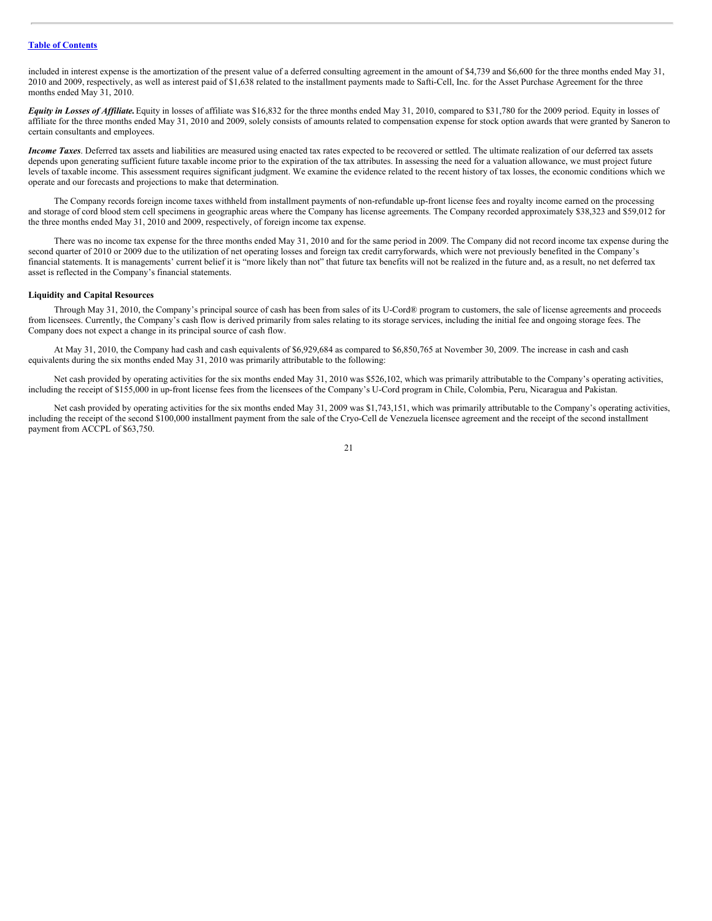included in interest expense is the amortization of the present value of a deferred consulting agreement in the amount of $4,739 and $6,600 for the three months ended May 31, 2010 and 2009, respectively, as well as interest paid of $1,638 related to the installment payments made to Safti-Cell, Inc. for the Asset Purchase Agreement for the three months ended May 31, 2010.

***Equity in Losses of Affiliate.*** Equity in losses of affiliate was $16,832 for the three months ended May 31, 2010, compared to $31,780 for the 2009 period. Equity in losses of affiliate for the three months ended May 31, 2010 and 2009, solely consists of amounts related to compensation expense for stock option awards that were granted by Saneron to certain consultants and employees.

***Income Taxes***. Deferred tax assets and liabilities are measured using enacted tax rates expected to be recovered or settled. The ultimate realization of our deferred tax assets depends upon generating sufficient future taxable income prior to the expiration of the tax attributes. In assessing the need for a valuation allowance, we must project future levels of taxable income. This assessment requires significant judgment. We examine the evidence related to the recent history of tax losses, the economic conditions which we operate and our forecasts and projections to make that determination.

The Company records foreign income taxes withheld from installment payments of non-refundable up-front license fees and royalty income earned on the processing and storage of cord blood stem cell specimens in geographic areas where the Company has license agreements. The Company recorded approximately $38,323 and $59,012 for the three months ended May 31, 2010 and 2009, respectively, of foreign income tax expense.

There was no income tax expense for the three months ended May 31, 2010 and for the same period in 2009. The Company did not record income tax expense during the second quarter of 2010 or 2009 due to the utilization of net operating losses and foreign tax credit carryforwards, which were not previously benefited in the Company's financial statements. It is managements' current belief it is "more likely than not" that future tax benefits will not be realized in the future and, as a result, no net deferred tax asset is reflected in the Company's financial statements.

**Liquidity and Capital Resources**

Through May 31, 2010, the Company's principal source of cash has been from sales of its U-Cord® program to customers, the sale of license agreements and proceeds from licensees. Currently, the Company's cash flow is derived primarily from sales relating to its storage services, including the initial fee and ongoing storage fees. The Company does not expect a change in its principal source of cash flow.

At May 31, 2010, the Company had cash and cash equivalents of $6,929,684 as compared to $6,850,765 at November 30, 2009. The increase in cash and cash equivalents during the six months ended May 31, 2010 was primarily attributable to the following:

Net cash provided by operating activities for the six months ended May 31, 2010 was $526,102, which was primarily attributable to the Company's operating activities, including the receipt of $155,000 in up-front license fees from the licensees of the Company's U-Cord program in Chile, Colombia, Peru, Nicaragua and Pakistan.

Net cash provided by operating activities for the six months ended May 31, 2009 was $1,743,151, which was primarily attributable to the Company's operating activities, including the receipt of the second $100,000 installment payment from the sale of the Cryo-Cell de Venezuela licensee agreement and the receipt of the second installment payment from ACCPL of $63,750.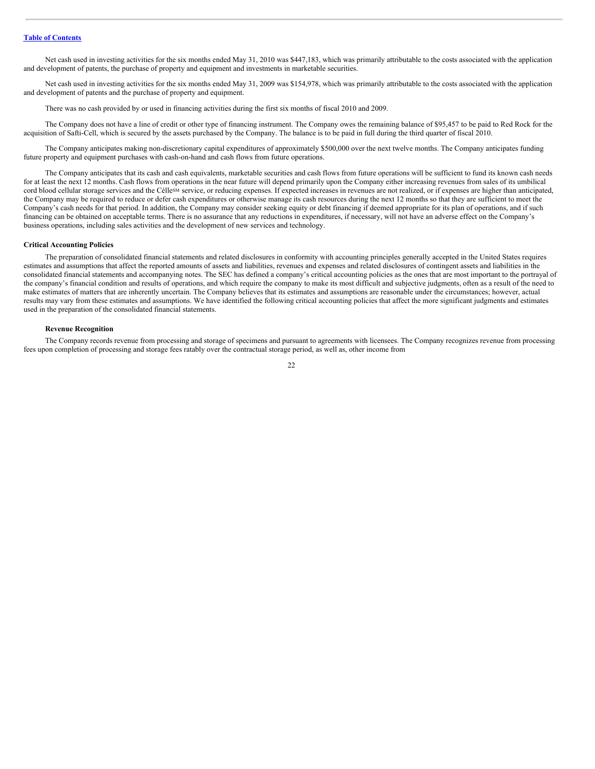Net cash used in investing activities for the six months ended May 31, 2010 was $447,183, which was primarily attributable to the costs associated with the application and development of patents, the purchase of property and equipment and investments in marketable securities.

Net cash used in investing activities for the six months ended May 31, 2009 was $154,978, which was primarily attributable to the costs associated with the application and development of patents and the purchase of property and equipment.

There was no cash provided by or used in financing activities during the first six months of fiscal 2010 and 2009.

The Company does not have a line of credit or other type of financing instrument. The Company owes the remaining balance of $95,457 to be paid to Red Rock for the acquisition of Safti-Cell, which is secured by the assets purchased by the Company. The balance is to be paid in full during the third quarter of fiscal 2010.

The Company anticipates making non-discretionary capital expenditures of approximately $500,000 over the next twelve months. The Company anticipates funding future property and equipment purchases with cash-on-hand and cash flows from future operations.

The Company anticipates that its cash and cash equivalents, marketable securities and cash flows from future operations will be sufficient to fund its known cash needs for at least the next 12 months. Cash flows from operations in the near future will depend primarily upon the Company either increasing revenues from sales of its umbilical cord blood cellular storage services and the Célle℠ service, or reducing expenses. If expected increases in revenues are not realized, or if expenses are higher than anticipated, the Company may be required to reduce or defer cash expenditures or otherwise manage its cash resources during the next 12 months so that they are sufficient to meet the Company's cash needs for that period. In addition, the Company may consider seeking equity or debt financing if deemed appropriate for its plan of operations, and if such financing can be obtained on acceptable terms. There is no assurance that any reductions in expenditures, if necessary, will not have an adverse effect on the Company's business operations, including sales activities and the development of new services and technology.

### Critical Accounting Policies

The preparation of consolidated financial statements and related disclosures in conformity with accounting principles generally accepted in the United States requires estimates and assumptions that affect the reported amounts of assets and liabilities, revenues and expenses and related disclosures of contingent assets and liabilities in the consolidated financial statements and accompanying notes. The SEC has defined a company's critical accounting policies as the ones that are most important to the portrayal of the company's financial condition and results of operations, and which require the company to make its most difficult and subjective judgments, often as a result of the need to make estimates of matters that are inherently uncertain. The Company believes that its estimates and assumptions are reasonable under the circumstances; however, actual results may vary from these estimates and assumptions. We have identified the following critical accounting policies that affect the more significant judgments and estimates used in the preparation of the consolidated financial statements.

#### Revenue Recognition

The Company records revenue from processing and storage of specimens and pursuant to agreements with licensees. The Company recognizes revenue from processing fees upon completion of processing and storage fees ratably over the contractual storage period, as well as, other income from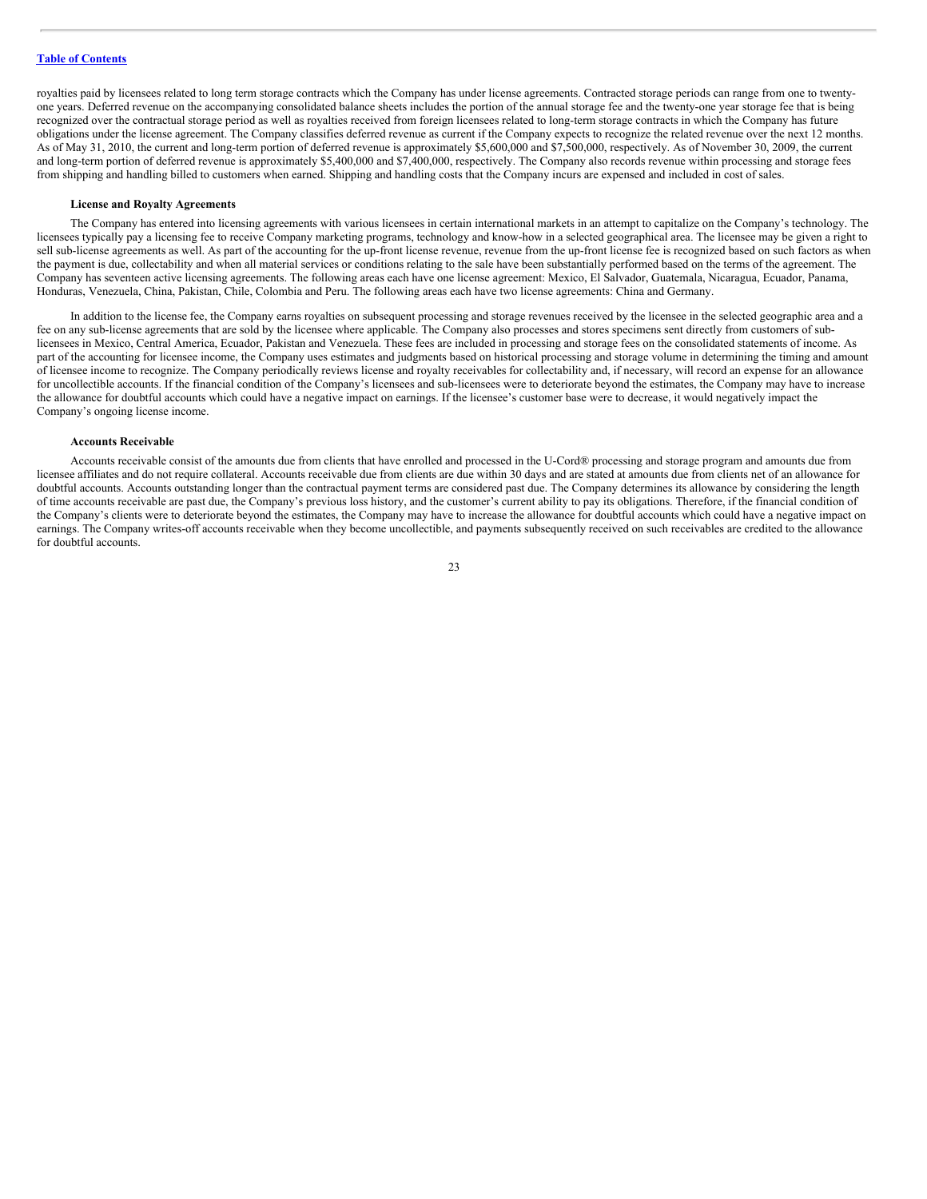royalties paid by licensees related to long term storage contracts which the Company has under license agreements. Contracted storage periods can range from one to twenty-one years. Deferred revenue on the accompanying consolidated balance sheets includes the portion of the annual storage fee and the twenty-one year storage fee that is being recognized over the contractual storage period as well as royalties received from foreign licensees related to long-term storage contracts in which the Company has future obligations under the license agreement. The Company classifies deferred revenue as current if the Company expects to recognize the related revenue over the next 12 months. As of May 31, 2010, the current and long-term portion of deferred revenue is approximately $5,600,000 and $7,500,000, respectively. As of November 30, 2009, the current and long-term portion of deferred revenue is approximately $5,400,000 and $7,400,000, respectively. The Company also records revenue within processing and storage fees from shipping and handling billed to customers when earned. Shipping and handling costs that the Company incurs are expensed and included in cost of sales.

**License and Royalty Agreements**

The Company has entered into licensing agreements with various licensees in certain international markets in an attempt to capitalize on the Company's technology. The licensees typically pay a licensing fee to receive Company marketing programs, technology and know-how in a selected geographical area. The licensee may be given a right to sell sub-license agreements as well. As part of the accounting for the up-front license revenue, revenue from the up-front license fee is recognized based on such factors as when the payment is due, collectability and when all material services or conditions relating to the sale have been substantially performed based on the terms of the agreement. The Company has seventeen active licensing agreements. The following areas each have one license agreement: Mexico, El Salvador, Guatemala, Nicaragua, Ecuador, Panama, Honduras, Venezuela, China, Pakistan, Chile, Colombia and Peru. The following areas each have two license agreements: China and Germany.

In addition to the license fee, the Company earns royalties on subsequent processing and storage revenues received by the licensee in the selected geographic area and a fee on any sub-license agreements that are sold by the licensee where applicable. The Company also processes and stores specimens sent directly from customers of sub-licensees in Mexico, Central America, Ecuador, Pakistan and Venezuela. These fees are included in processing and storage fees on the consolidated statements of income. As part of the accounting for licensee income, the Company uses estimates and judgments based on historical processing and storage volume in determining the timing and amount of licensee income to recognize. The Company periodically reviews license and royalty receivables for collectability and, if necessary, will record an expense for an allowance for uncollectible accounts. If the financial condition of the Company's licensees and sub-licensees were to deteriorate beyond the estimates, the Company may have to increase the allowance for doubtful accounts which could have a negative impact on earnings. If the licensee's customer base were to decrease, it would negatively impact the Company's ongoing license income.

**Accounts Receivable**

Accounts receivable consist of the amounts due from clients that have enrolled and processed in the U-Cord® processing and storage program and amounts due from licensee affiliates and do not require collateral. Accounts receivable due from clients are due within 30 days and are stated at amounts due from clients net of an allowance for doubtful accounts. Accounts outstanding longer than the contractual payment terms are considered past due. The Company determines its allowance by considering the length of time accounts receivable are past due, the Company's previous loss history, and the customer's current ability to pay its obligations. Therefore, if the financial condition of the Company's clients were to deteriorate beyond the estimates, the Company may have to increase the allowance for doubtful accounts which could have a negative impact on earnings. The Company writes-off accounts receivable when they become uncollectible, and payments subsequently received on such receivables are credited to the allowance for doubtful accounts.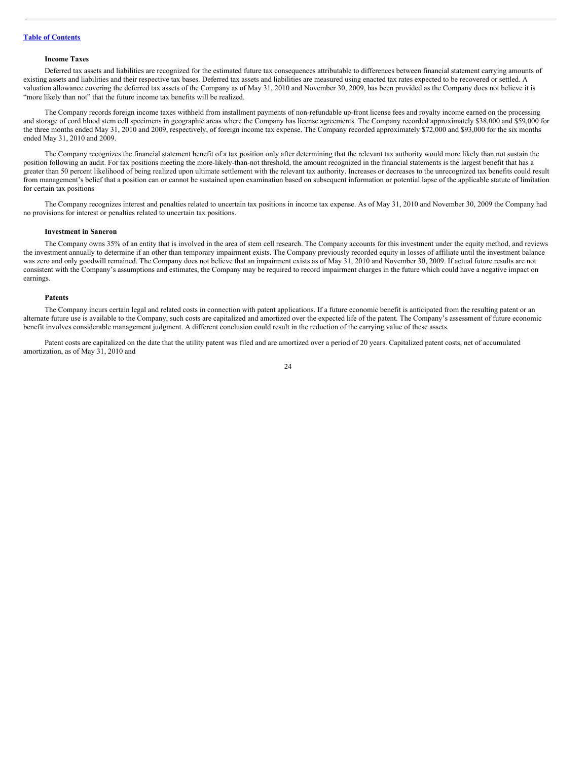**Income Taxes**

Deferred tax assets and liabilities are recognized for the estimated future tax consequences attributable to differences between financial statement carrying amounts of existing assets and liabilities and their respective tax bases. Deferred tax assets and liabilities are measured using enacted tax rates expected to be recovered or settled. A valuation allowance covering the deferred tax assets of the Company as of May 31, 2010 and November 30, 2009, has been provided as the Company does not believe it is "more likely than not" that the future income tax benefits will be realized.

The Company records foreign income taxes withheld from installment payments of non-refundable up-front license fees and royalty income earned on the processing and storage of cord blood stem cell specimens in geographic areas where the Company has license agreements. The Company recorded approximately $38,000 and $59,000 for the three months ended May 31, 2010 and 2009, respectively, of foreign income tax expense. The Company recorded approximately $72,000 and $93,000 for the six months ended May 31, 2010 and 2009.

The Company recognizes the financial statement benefit of a tax position only after determining that the relevant tax authority would more likely than not sustain the position following an audit. For tax positions meeting the more-likely-than-not threshold, the amount recognized in the financial statements is the largest benefit that has a greater than 50 percent likelihood of being realized upon ultimate settlement with the relevant tax authority. Increases or decreases to the unrecognized tax benefits could result from management's belief that a position can or cannot be sustained upon examination based on subsequent information or potential lapse of the applicable statute of limitation for certain tax positions

The Company recognizes interest and penalties related to uncertain tax positions in income tax expense. As of May 31, 2010 and November 30, 2009 the Company had no provisions for interest or penalties related to uncertain tax positions.

**Investment in Saneron**

The Company owns 35% of an entity that is involved in the area of stem cell research. The Company accounts for this investment under the equity method, and reviews the investment annually to determine if an other than temporary impairment exists. The Company previously recorded equity in losses of affiliate until the investment balance was zero and only goodwill remained. The Company does not believe that an impairment exists as of May 31, 2010 and November 30, 2009. If actual future results are not consistent with the Company's assumptions and estimates, the Company may be required to record impairment charges in the future which could have a negative impact on earnings.

**Patents**

The Company incurs certain legal and related costs in connection with patent applications. If a future economic benefit is anticipated from the resulting patent or an alternate future use is available to the Company, such costs are capitalized and amortized over the expected life of the patent. The Company's assessment of future economic benefit involves considerable management judgment. A different conclusion could result in the reduction of the carrying value of these assets.

Patent costs are capitalized on the date that the utility patent was filed and are amortized over a period of 20 years. Capitalized patent costs, net of accumulated amortization, as of May 31, 2010 and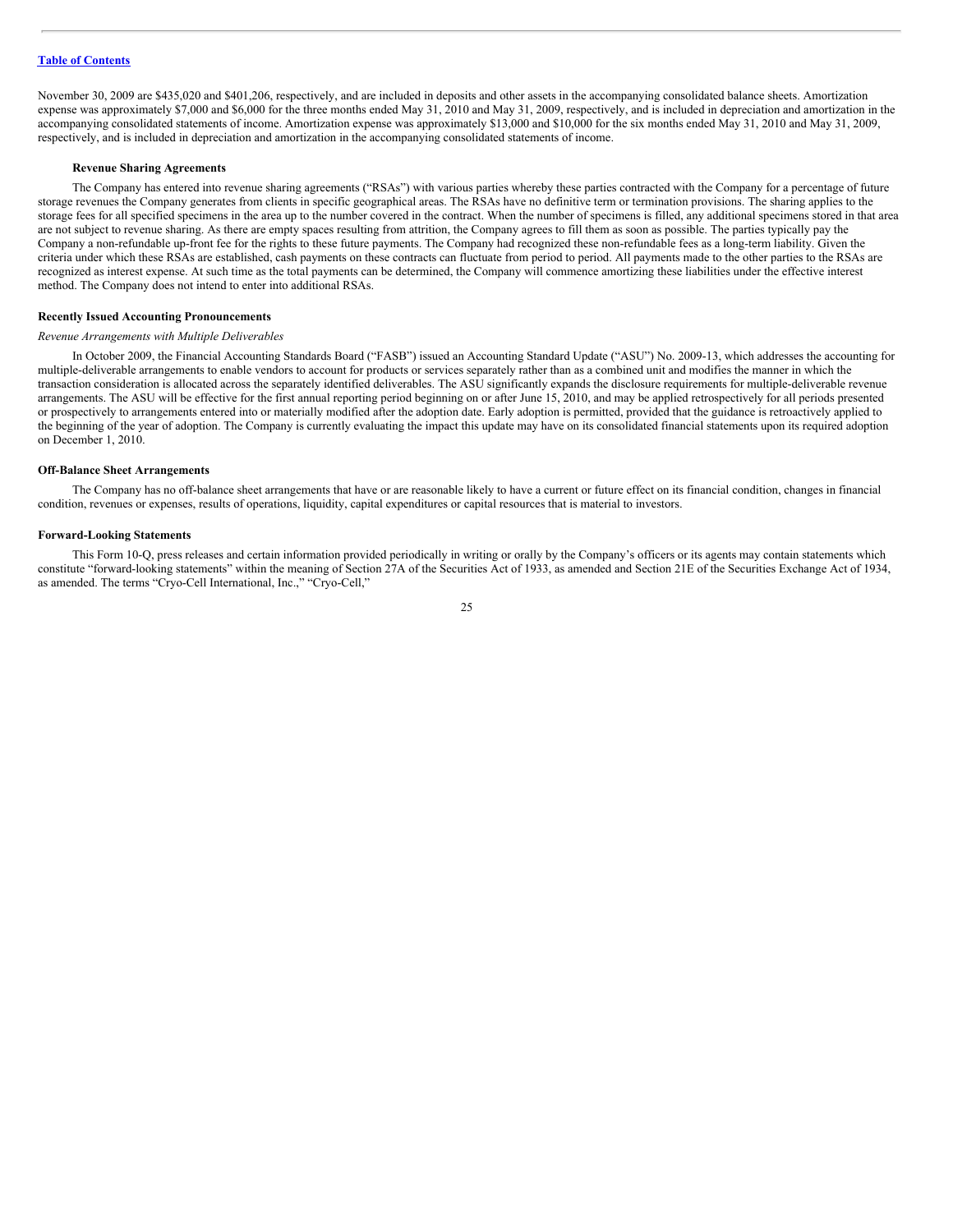November 30, 2009 are $435,020 and $401,206, respectively, and are included in deposits and other assets in the accompanying consolidated balance sheets. Amortization expense was approximately $7,000 and $6,000 for the three months ended May 31, 2010 and May 31, 2009, respectively, and is included in depreciation and amortization in the accompanying consolidated statements of income. Amortization expense was approximately $13,000 and $10,000 for the six months ended May 31, 2010 and May 31, 2009, respectively, and is included in depreciation and amortization in the accompanying consolidated statements of income.

**Revenue Sharing Agreements**

The Company has entered into revenue sharing agreements ("RSAs") with various parties whereby these parties contracted with the Company for a percentage of future storage revenues the Company generates from clients in specific geographical areas. The RSAs have no definitive term or termination provisions. The sharing applies to the storage fees for all specified specimens in the area up to the number covered in the contract. When the number of specimens is filled, any additional specimens stored in that area are not subject to revenue sharing. As there are empty spaces resulting from attrition, the Company agrees to fill them as soon as possible. The parties typically pay the Company a non-refundable up-front fee for the rights to these future payments. The Company had recognized these non-refundable fees as a long-term liability. Given the criteria under which these RSAs are established, cash payments on these contracts can fluctuate from period to period. All payments made to the other parties to the RSAs are recognized as interest expense. At such time as the total payments can be determined, the Company will commence amortizing these liabilities under the effective interest method. The Company does not intend to enter into additional RSAs.

**Recently Issued Accounting Pronouncements**

*Revenue Arrangements with Multiple Deliverables*

In October 2009, the Financial Accounting Standards Board ("FASB") issued an Accounting Standard Update ("ASU") No. 2009-13, which addresses the accounting for multiple-deliverable arrangements to enable vendors to account for products or services separately rather than as a combined unit and modifies the manner in which the transaction consideration is allocated across the separately identified deliverables. The ASU significantly expands the disclosure requirements for multiple-deliverable revenue arrangements. The ASU will be effective for the first annual reporting period beginning on or after June 15, 2010, and may be applied retrospectively for all periods presented or prospectively to arrangements entered into or materially modified after the adoption date. Early adoption is permitted, provided that the guidance is retroactively applied to the beginning of the year of adoption. The Company is currently evaluating the impact this update may have on its consolidated financial statements upon its required adoption on December 1, 2010.

**Off-Balance Sheet Arrangements**

The Company has no off-balance sheet arrangements that have or are reasonable likely to have a current or future effect on its financial condition, changes in financial condition, revenues or expenses, results of operations, liquidity, capital expenditures or capital resources that is material to investors.

**Forward-Looking Statements**

This Form 10-Q, press releases and certain information provided periodically in writing or orally by the Company's officers or its agents may contain statements which constitute "forward-looking statements" within the meaning of Section 27A of the Securities Act of 1933, as amended and Section 21E of the Securities Exchange Act of 1934, as amended. The terms "Cryo-Cell International, Inc.," "Cryo-Cell,"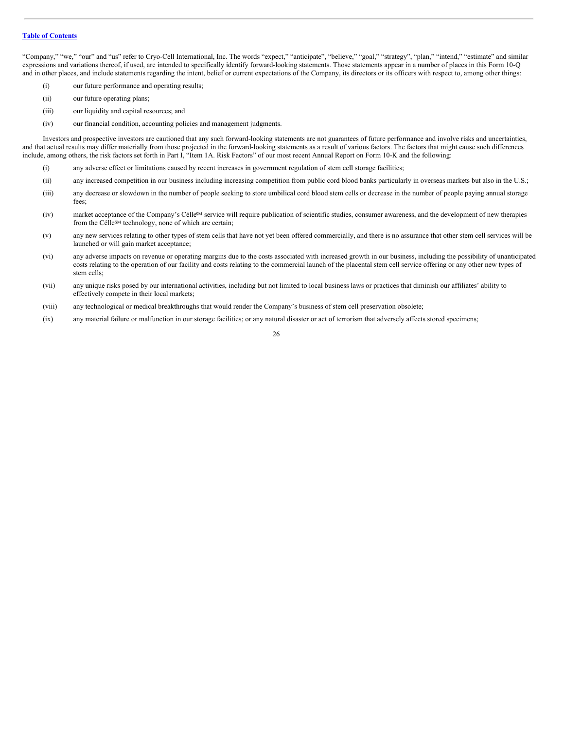"Company," "we," "our" and "us" refer to Cryo-Cell International, Inc. The words "expect," "anticipate", "believe," "goal," "strategy", "plan," "intend," "estimate" and similar expressions and variations thereof, if used, are intended to specifically identify forward-looking statements. Those statements appear in a number of places in this Form 10-Q and in other places, and include statements regarding the intent, belief or current expectations of the Company, its directors or its officers with respect to, among other things:

(i) our future performance and operating results;

(ii) our future operating plans;

(iii) our liquidity and capital resources; and

(iv) our financial condition, accounting policies and management judgments.

Investors and prospective investors are cautioned that any such forward-looking statements are not guarantees of future performance and involve risks and uncertainties, and that actual results may differ materially from those projected in the forward-looking statements as a result of various factors. The factors that might cause such differences include, among others, the risk factors set forth in Part I, "Item 1A. Risk Factors" of our most recent Annual Report on Form 10-K and the following:

(i) any adverse effect or limitations caused by recent increases in government regulation of stem cell storage facilities;

(ii) any increased competition in our business including increasing competition from public cord blood banks particularly in overseas markets but also in the U.S.;

(iii) any decrease or slowdown in the number of people seeking to store umbilical cord blood stem cells or decrease in the number of people paying annual storage fees;

(iv) market acceptance of the Company's Célle℠ service will require publication of scientific studies, consumer awareness, and the development of new therapies from the Célle℠ technology, none of which are certain;

(v) any new services relating to other types of stem cells that have not yet been offered commercially, and there is no assurance that other stem cell services will be launched or will gain market acceptance;

(vi) any adverse impacts on revenue or operating margins due to the costs associated with increased growth in our business, including the possibility of unanticipated costs relating to the operation of our facility and costs relating to the commercial launch of the placental stem cell service offering or any other new types of stem cells;

(vii) any unique risks posed by our international activities, including but not limited to local business laws or practices that diminish our affiliates' ability to effectively compete in their local markets;

(viii) any technological or medical breakthroughs that would render the Company's business of stem cell preservation obsolete;

(ix) any material failure or malfunction in our storage facilities; or any natural disaster or act of terrorism that adversely affects stored specimens;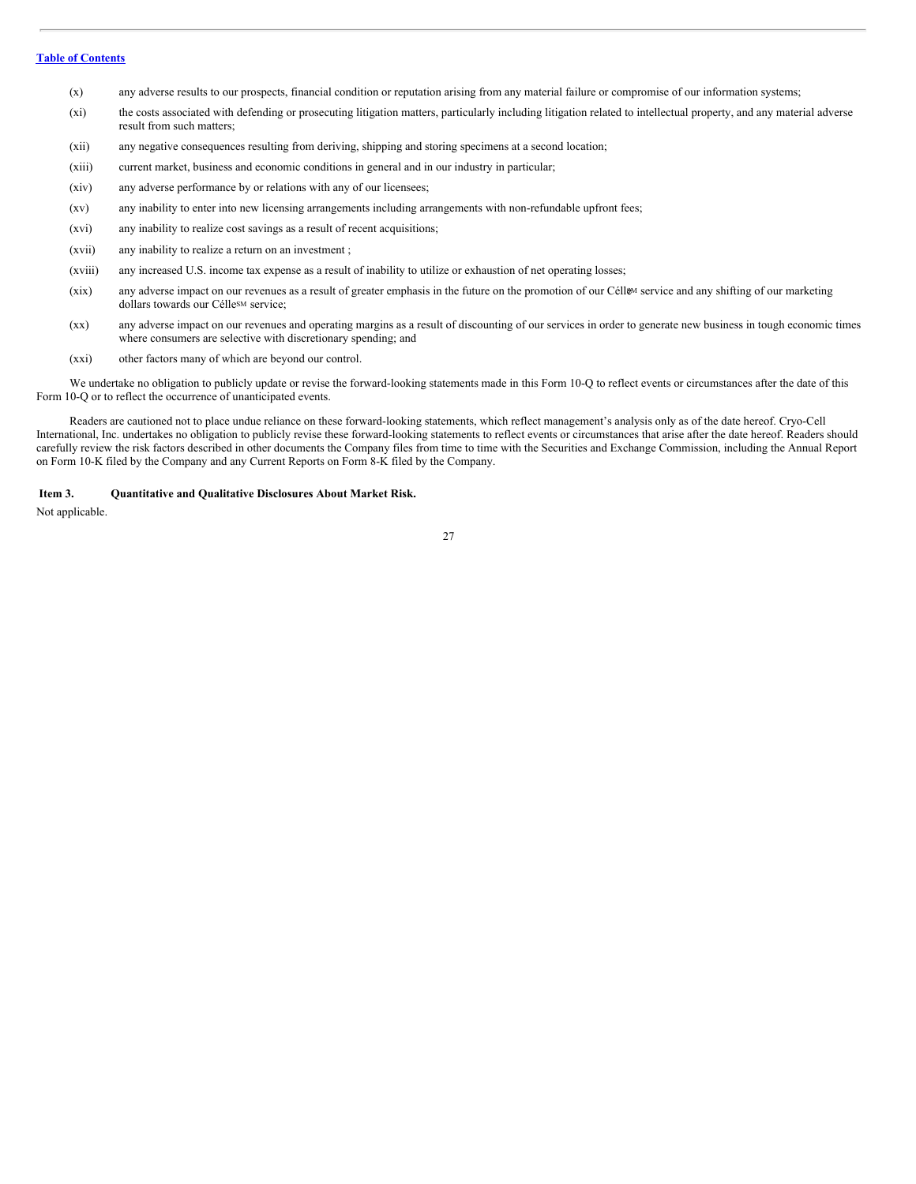(x) any adverse results to our prospects, financial condition or reputation arising from any material failure or compromise of our information systems;

(xi) the costs associated with defending or prosecuting litigation matters, particularly including litigation related to intellectual property, and any material adverse result from such matters;

(xii) any negative consequences resulting from deriving, shipping and storing specimens at a second location;

(xiii) current market, business and economic conditions in general and in our industry in particular;

(xiv) any adverse performance by or relations with any of our licensees;

(xv) any inability to enter into new licensing arrangements including arrangements with non-refundable upfront fees;

(xvi) any inability to realize cost savings as a result of recent acquisitions;

(xvii) any inability to realize a return on an investment ;

(xviii) any increased U.S. income tax expense as a result of inability to utilize or exhaustion of net operating losses;

(xix) any adverse impact on our revenues as a result of greater emphasis in the future on the promotion of our Célle℠ service and any shifting of our marketing dollars towards our Célle℠ service;

(xx) any adverse impact on our revenues and operating margins as a result of discounting of our services in order to generate new business in tough economic times where consumers are selective with discretionary spending; and

(xxi) other factors many of which are beyond our control.

We undertake no obligation to publicly update or revise the forward-looking statements made in this Form 10-Q to reflect events or circumstances after the date of this Form 10-Q or to reflect the occurrence of unanticipated events.

Readers are cautioned not to place undue reliance on these forward-looking statements, which reflect management's analysis only as of the date hereof. Cryo-Cell International, Inc. undertakes no obligation to publicly revise these forward-looking statements to reflect events or circumstances that arise after the date hereof. Readers should carefully review the risk factors described in other documents the Company files from time to time with the Securities and Exchange Commission, including the Annual Report on Form 10-K filed by the Company and any Current Reports on Form 8-K filed by the Company.

## Item 3. Quantitative and Qualitative Disclosures About Market Risk.

Not applicable.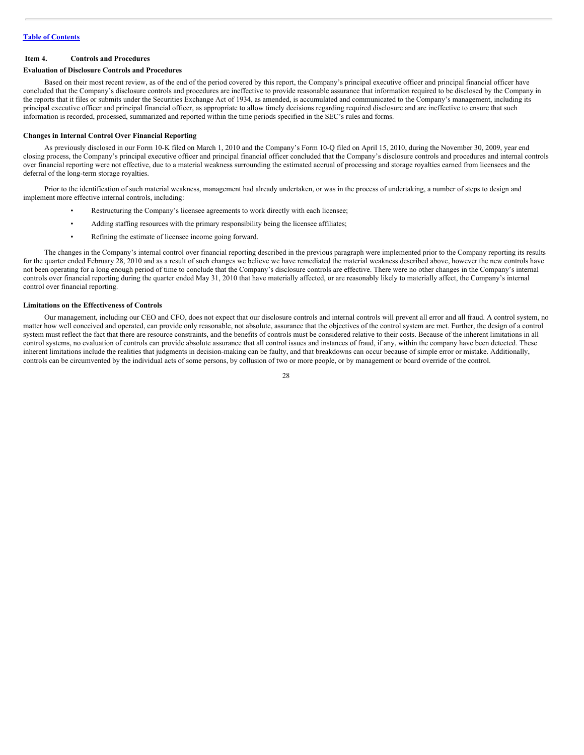[Table of Contents](#)

### Item 4. Controls and Procedures

**Evaluation of Disclosure Controls and Procedures**

Based on their most recent review, as of the end of the period covered by this report, the Company's principal executive officer and principal financial officer have concluded that the Company's disclosure controls and procedures are ineffective to provide reasonable assurance that information required to be disclosed by the Company in the reports that it files or submits under the Securities Exchange Act of 1934, as amended, is accumulated and communicated to the Company's management, including its principal executive officer and principal financial officer, as appropriate to allow timely decisions regarding required disclosure and are ineffective to ensure that such information is recorded, processed, summarized and reported within the time periods specified in the SEC's rules and forms.

**Changes in Internal Control Over Financial Reporting**

As previously disclosed in our Form 10-K filed on March 1, 2010 and the Company's Form 10-Q filed on April 15, 2010, during the November 30, 2009, year end closing process, the Company's principal executive officer and principal financial officer concluded that the Company's disclosure controls and procedures and internal controls over financial reporting were not effective, due to a material weakness surrounding the estimated accrual of processing and storage royalties earned from licensees and the deferral of the long-term storage royalties.

Prior to the identification of such material weakness, management had already undertaken, or was in the process of undertaking, a number of steps to design and implement more effective internal controls, including:

- Restructuring the Company's licensee agreements to work directly with each licensee;
- Adding staffing resources with the primary responsibility being the licensee affiliates;
- Refining the estimate of licensee income going forward.

The changes in the Company's internal control over financial reporting described in the previous paragraph were implemented prior to the Company reporting its results for the quarter ended February 28, 2010 and as a result of such changes we believe we have remediated the material weakness described above, however the new controls have not been operating for a long enough period of time to conclude that the Company's disclosure controls are effective. There were no other changes in the Company's internal controls over financial reporting during the quarter ended May 31, 2010 that have materially affected, or are reasonably likely to materially affect, the Company's internal control over financial reporting.

**Limitations on the Effectiveness of Controls**

Our management, including our CEO and CFO, does not expect that our disclosure controls and internal controls will prevent all error and all fraud. A control system, no matter how well conceived and operated, can provide only reasonable, not absolute, assurance that the objectives of the control system are met. Further, the design of a control system must reflect the fact that there are resource constraints, and the benefits of controls must be considered relative to their costs. Because of the inherent limitations in all control systems, no evaluation of controls can provide absolute assurance that all control issues and instances of fraud, if any, within the company have been detected. These inherent limitations include the realities that judgments in decision-making can be faulty, and that breakdowns can occur because of simple error or mistake. Additionally, controls can be circumvented by the individual acts of some persons, by collusion of two or more people, or by management or board override of the control.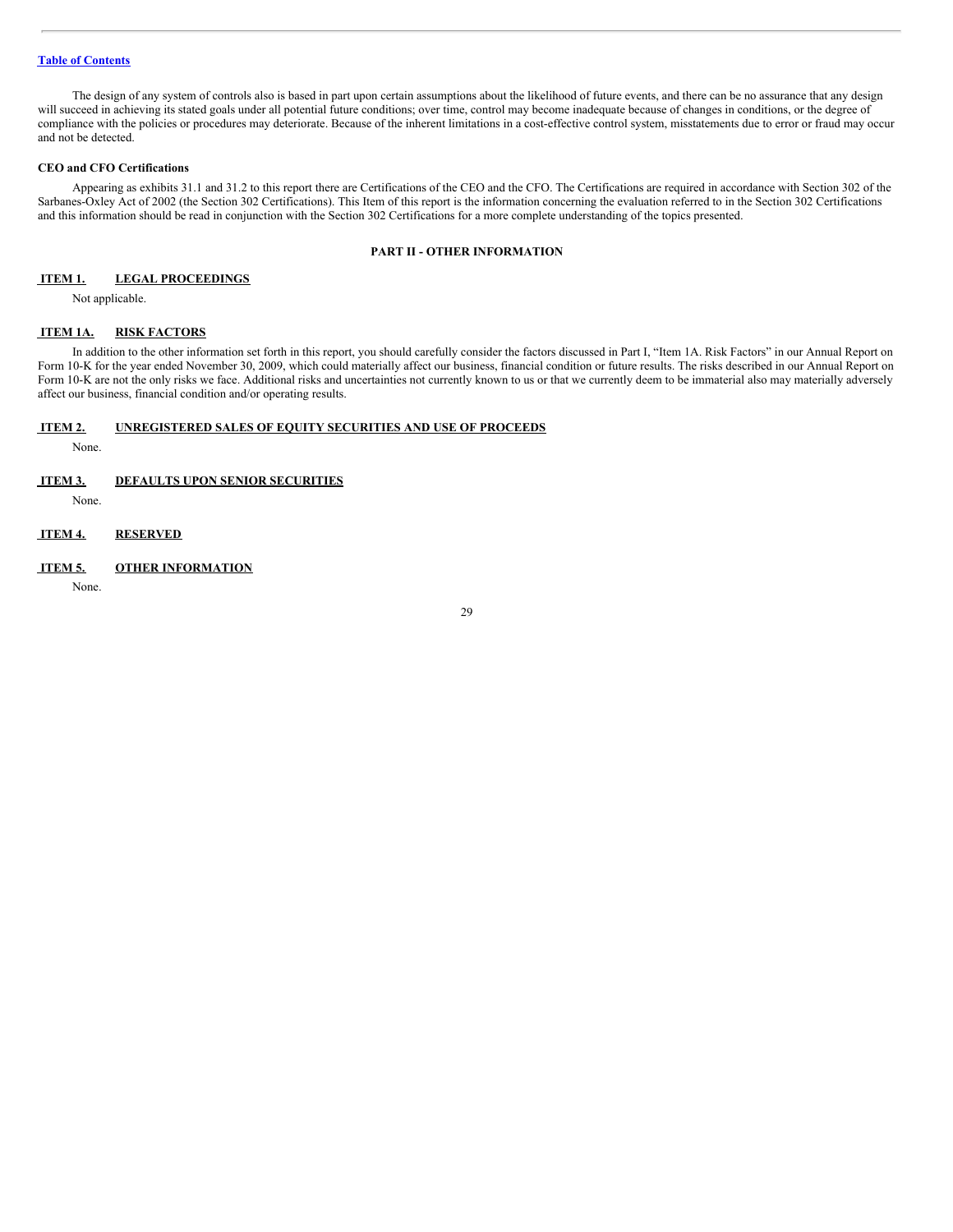The design of any system of controls also is based in part upon certain assumptions about the likelihood of future events, and there can be no assurance that any design will succeed in achieving its stated goals under all potential future conditions; over time, control may become inadequate because of changes in conditions, or the degree of compliance with the policies or procedures may deteriorate. Because of the inherent limitations in a cost-effective control system, misstatements due to error or fraud may occur and not be detected.

**CEO and CFO Certifications**

Appearing as exhibits 31.1 and 31.2 to this report there are Certifications of the CEO and the CFO. The Certifications are required in accordance with Section 302 of the Sarbanes-Oxley Act of 2002 (the Section 302 Certifications). This Item of this report is the information concerning the evaluation referred to in the Section 302 Certifications and this information should be read in conjunction with the Section 302 Certifications for a more complete understanding of the topics presented.

## PART II - OTHER INFORMATION

### ITEM 1. LEGAL PROCEEDINGS

Not applicable.

### ITEM 1A. RISK FACTORS

In addition to the other information set forth in this report, you should carefully consider the factors discussed in Part I, "Item 1A. Risk Factors" in our Annual Report on Form 10-K for the year ended November 30, 2009, which could materially affect our business, financial condition or future results. The risks described in our Annual Report on Form 10-K are not the only risks we face. Additional risks and uncertainties not currently known to us or that we currently deem to be immaterial also may materially adversely affect our business, financial condition and/or operating results.

### ITEM 2. UNREGISTERED SALES OF EQUITY SECURITIES AND USE OF PROCEEDS

None.

### ITEM 3. DEFAULTS UPON SENIOR SECURITIES

None.

### ITEM 4. RESERVED

### ITEM 5. OTHER INFORMATION

None.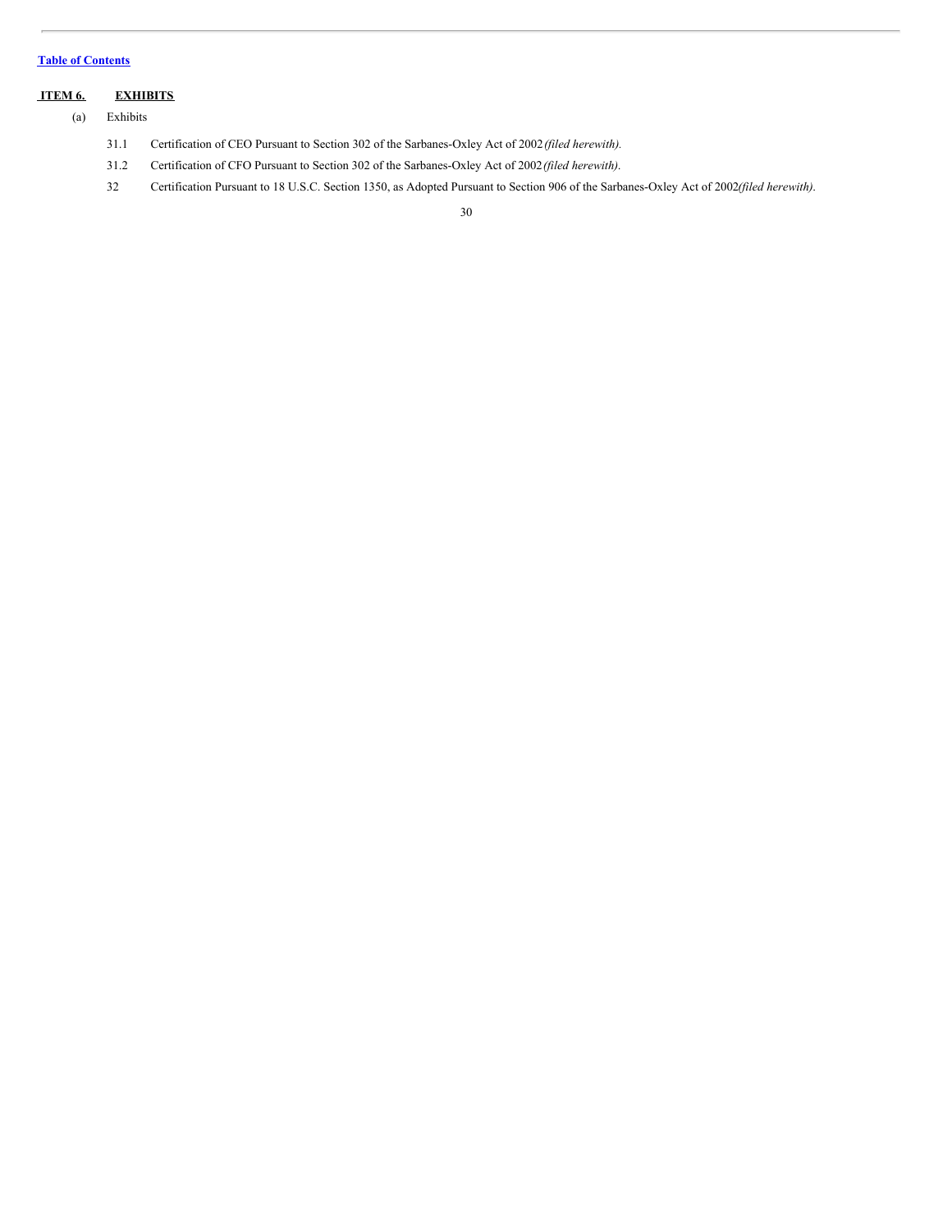[Table of Contents](#)

## ITEM 6. EXHIBITS

(a) Exhibits

31.1 Certification of CEO Pursuant to Section 302 of the Sarbanes-Oxley Act of 2002 *(filed herewith).*

31.2 Certification of CFO Pursuant to Section 302 of the Sarbanes-Oxley Act of 2002 *(filed herewith).*

32 Certification Pursuant to 18 U.S.C. Section 1350, as Adopted Pursuant to Section 906 of the Sarbanes-Oxley Act of 2002 *(filed herewith).*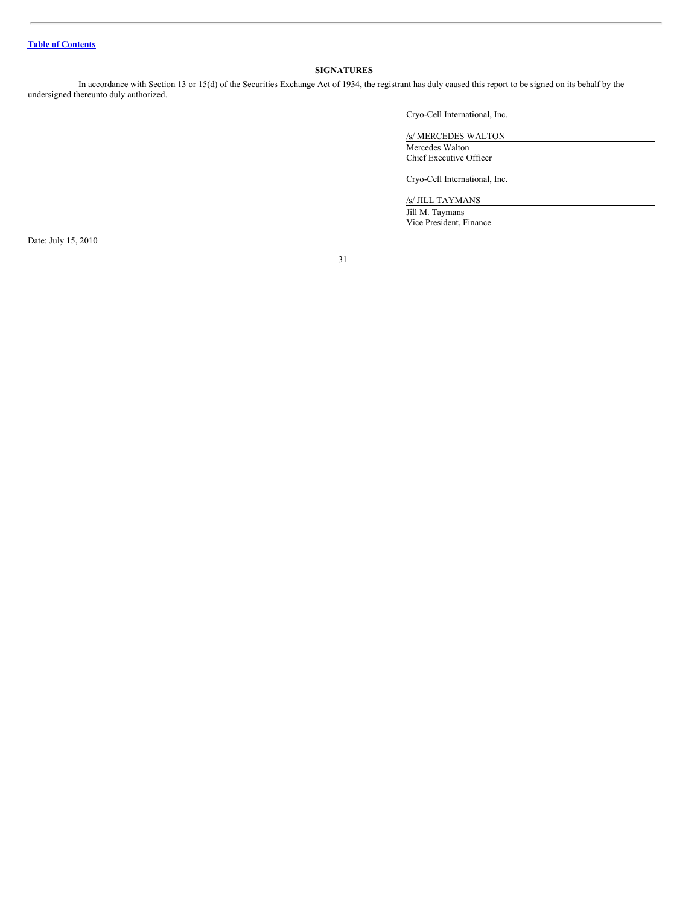[Table of Contents](#)

## SIGNATURES

In accordance with Section 13 or 15(d) of the Securities Exchange Act of 1934, the registrant has duly caused this report to be signed on its behalf by the undersigned thereunto duly authorized.

Cryo-Cell International, Inc.

/s/ MERCEDES WALTON

Mercedes Walton
Chief Executive Officer

Cryo-Cell International, Inc.

/s/ JILL TAYMANS

Jill M. Taymans
Vice President, Finance

Date: July 15, 2010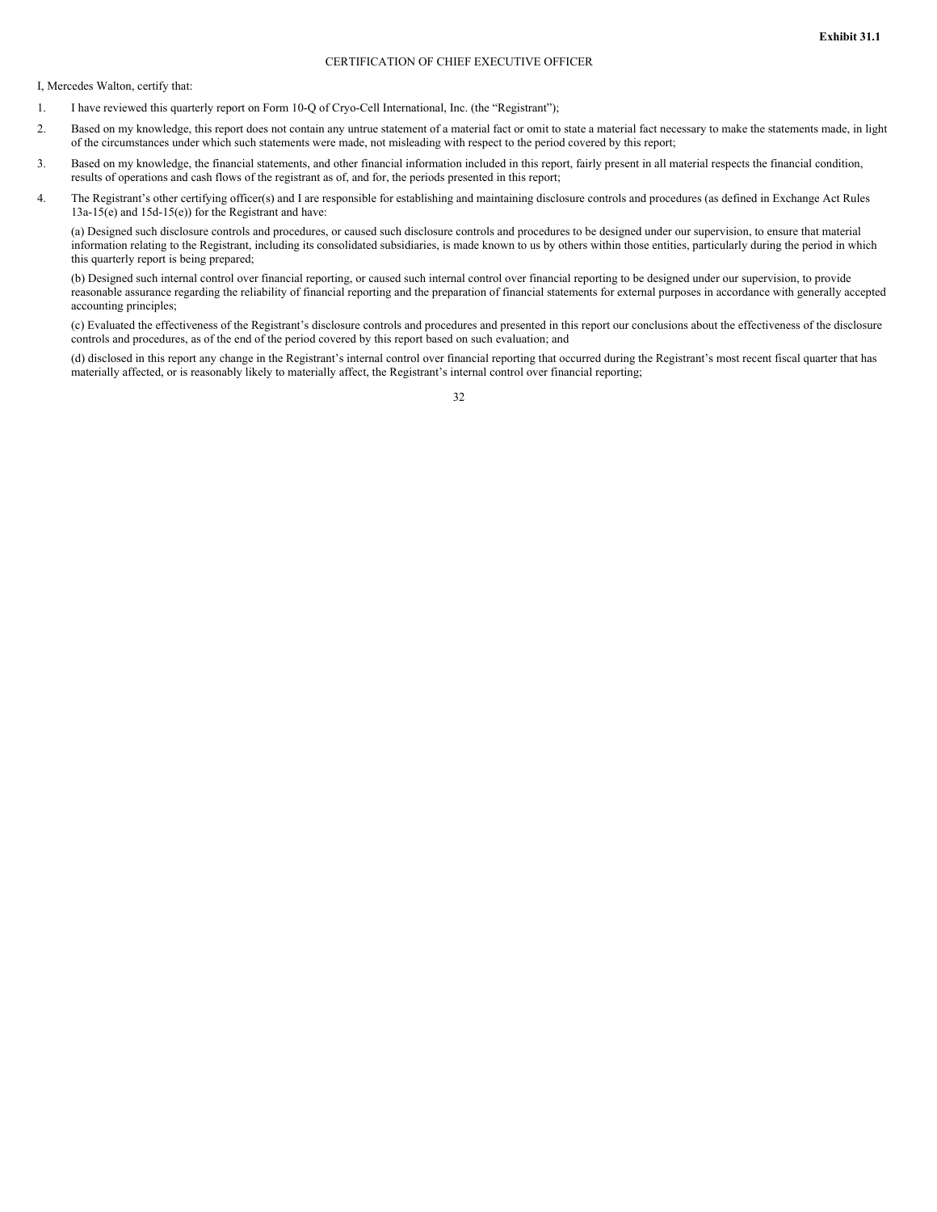**Exhibit 31.1**

CERTIFICATION OF CHIEF EXECUTIVE OFFICER

I, Mercedes Walton, certify that:

1. I have reviewed this quarterly report on Form 10-Q of Cryo-Cell International, Inc. (the "Registrant");

2. Based on my knowledge, this report does not contain any untrue statement of a material fact or omit to state a material fact necessary to make the statements made, in light of the circumstances under which such statements were made, not misleading with respect to the period covered by this report;

3. Based on my knowledge, the financial statements, and other financial information included in this report, fairly present in all material respects the financial condition, results of operations and cash flows of the registrant as of, and for, the periods presented in this report;

4. The Registrant's other certifying officer(s) and I are responsible for establishing and maintaining disclosure controls and procedures (as defined in Exchange Act Rules 13a-15(e) and 15d-15(e)) for the Registrant and have:

   (a) Designed such disclosure controls and procedures, or caused such disclosure controls and procedures to be designed under our supervision, to ensure that material information relating to the Registrant, including its consolidated subsidiaries, is made known to us by others within those entities, particularly during the period in which this quarterly report is being prepared;

   (b) Designed such internal control over financial reporting, or caused such internal control over financial reporting to be designed under our supervision, to provide reasonable assurance regarding the reliability of financial reporting and the preparation of financial statements for external purposes in accordance with generally accepted accounting principles;

   (c) Evaluated the effectiveness of the Registrant's disclosure controls and procedures and presented in this report our conclusions about the effectiveness of the disclosure controls and procedures, as of the end of the period covered by this report based on such evaluation; and

   (d) disclosed in this report any change in the Registrant's internal control over financial reporting that occurred during the Registrant's most recent fiscal quarter that has materially affected, or is reasonably likely to materially affect, the Registrant's internal control over financial reporting;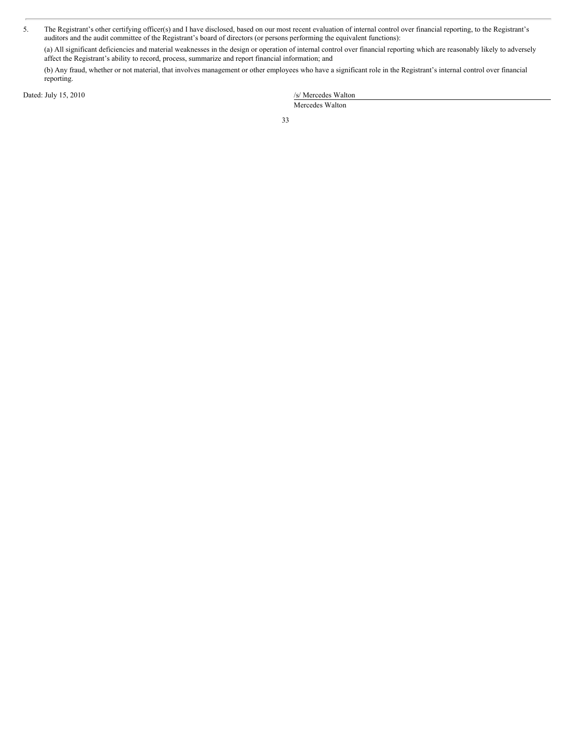5. The Registrant's other certifying officer(s) and I have disclosed, based on our most recent evaluation of internal control over financial reporting, to the Registrant's auditors and the audit committee of the Registrant's board of directors (or persons performing the equivalent functions):

   (a) All significant deficiencies and material weaknesses in the design or operation of internal control over financial reporting which are reasonably likely to adversely affect the Registrant's ability to record, process, summarize and report financial information; and

   (b) Any fraud, whether or not material, that involves management or other employees who have a significant role in the Registrant's internal control over financial reporting.

Dated: July 15, 2010

/s/ Mercedes Walton

Mercedes Walton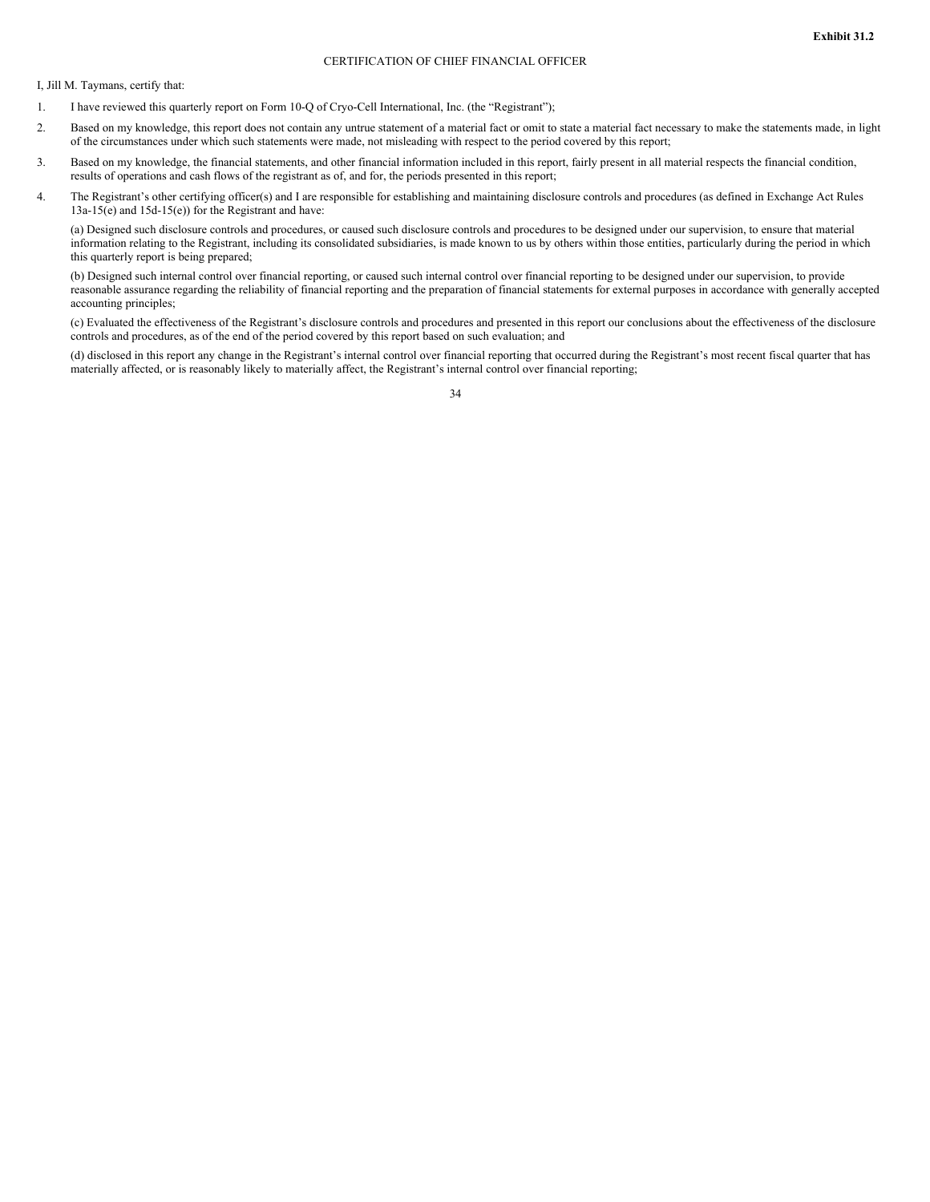**Exhibit 31.2**

CERTIFICATION OF CHIEF FINANCIAL OFFICER

I, Jill M. Taymans, certify that:

1. I have reviewed this quarterly report on Form 10-Q of Cryo-Cell International, Inc. (the "Registrant");

2. Based on my knowledge, this report does not contain any untrue statement of a material fact or omit to state a material fact necessary to make the statements made, in light of the circumstances under which such statements were made, not misleading with respect to the period covered by this report;

3. Based on my knowledge, the financial statements, and other financial information included in this report, fairly present in all material respects the financial condition, results of operations and cash flows of the registrant as of, and for, the periods presented in this report;

4. The Registrant's other certifying officer(s) and I are responsible for establishing and maintaining disclosure controls and procedures (as defined in Exchange Act Rules 13a-15(e) and 15d-15(e)) for the Registrant and have:

   (a) Designed such disclosure controls and procedures, or caused such disclosure controls and procedures to be designed under our supervision, to ensure that material information relating to the Registrant, including its consolidated subsidiaries, is made known to us by others within those entities, particularly during the period in which this quarterly report is being prepared;

   (b) Designed such internal control over financial reporting, or caused such internal control over financial reporting to be designed under our supervision, to provide reasonable assurance regarding the reliability of financial reporting and the preparation of financial statements for external purposes in accordance with generally accepted accounting principles;

   (c) Evaluated the effectiveness of the Registrant's disclosure controls and procedures and presented in this report our conclusions about the effectiveness of the disclosure controls and procedures, as of the end of the period covered by this report based on such evaluation; and

   (d) disclosed in this report any change in the Registrant's internal control over financial reporting that occurred during the Registrant's most recent fiscal quarter that has materially affected, or is reasonably likely to materially affect, the Registrant's internal control over financial reporting;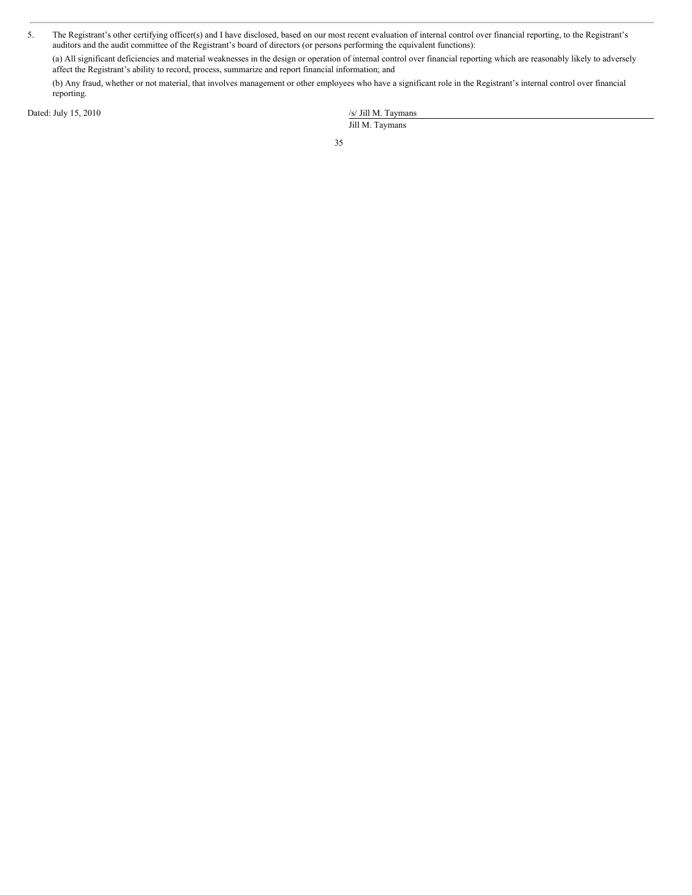5. The Registrant's other certifying officer(s) and I have disclosed, based on our most recent evaluation of internal control over financial reporting, to the Registrant's auditors and the audit committee of the Registrant's board of directors (or persons performing the equivalent functions):

   (a) All significant deficiencies and material weaknesses in the design or operation of internal control over financial reporting which are reasonably likely to adversely affect the Registrant's ability to record, process, summarize and report financial information; and

   (b) Any fraud, whether or not material, that involves management or other employees who have a significant role in the Registrant's internal control over financial reporting.

Dated: July 15, 2010

/s/ Jill M. Taymans

Jill M. Taymans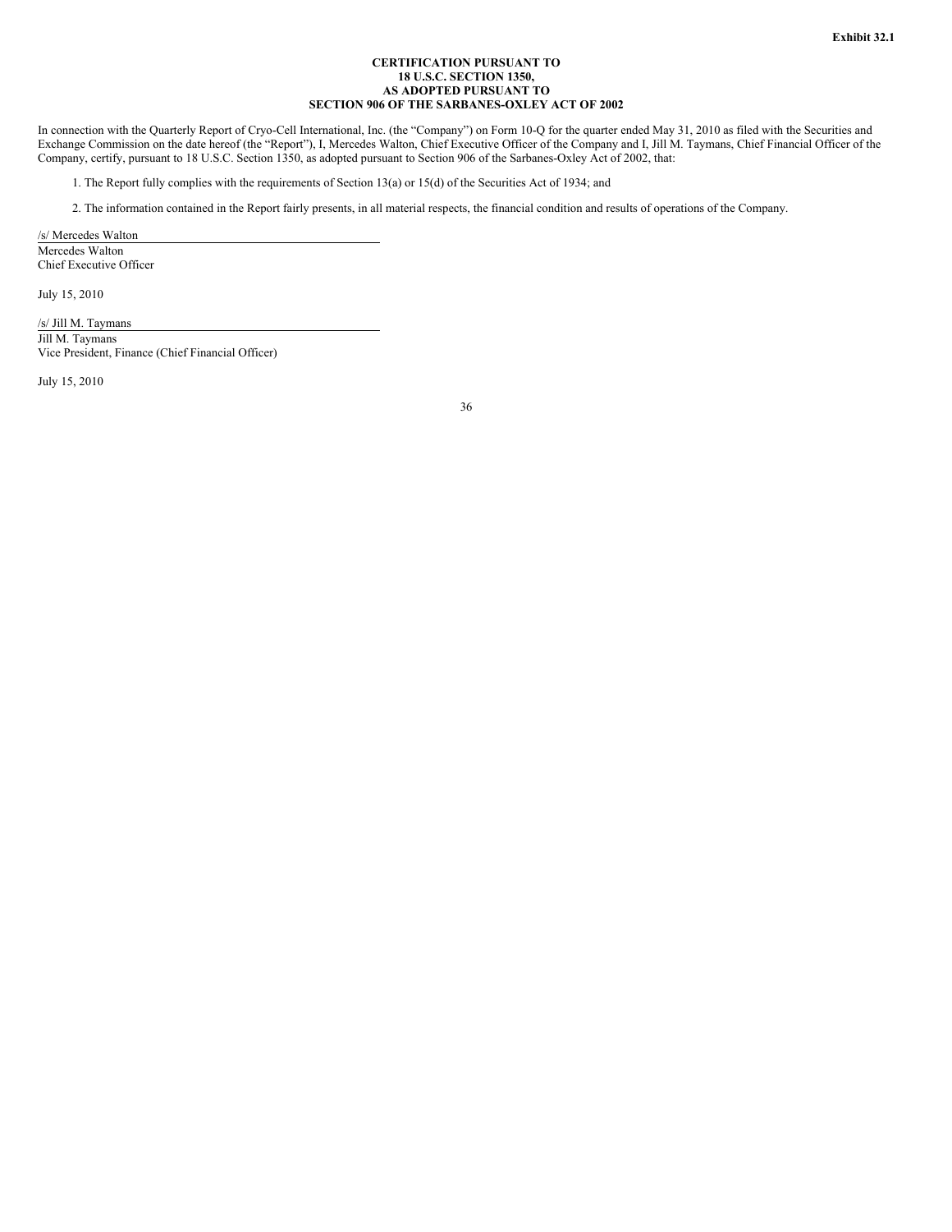**Exhibit 32.1**

**CERTIFICATION PURSUANT TO**
**18 U.S.C. SECTION 1350,**
**AS ADOPTED PURSUANT TO**
**SECTION 906 OF THE SARBANES-OXLEY ACT OF 2002**

In connection with the Quarterly Report of Cryo-Cell International, Inc. (the "Company") on Form 10-Q for the quarter ended May 31, 2010 as filed with the Securities and Exchange Commission on the date hereof (the "Report"), I, Mercedes Walton, Chief Executive Officer of the Company and I, Jill M. Taymans, Chief Financial Officer of the Company, certify, pursuant to 18 U.S.C. Section 1350, as adopted pursuant to Section 906 of the Sarbanes-Oxley Act of 2002, that:

1. The Report fully complies with the requirements of Section 13(a) or 15(d) of the Securities Act of 1934; and

2. The information contained in the Report fairly presents, in all material respects, the financial condition and results of operations of the Company.

/s/ Mercedes Walton
Mercedes Walton
Chief Executive Officer

July 15, 2010

/s/ Jill M. Taymans
Jill M. Taymans
Vice President, Finance (Chief Financial Officer)

July 15, 2010